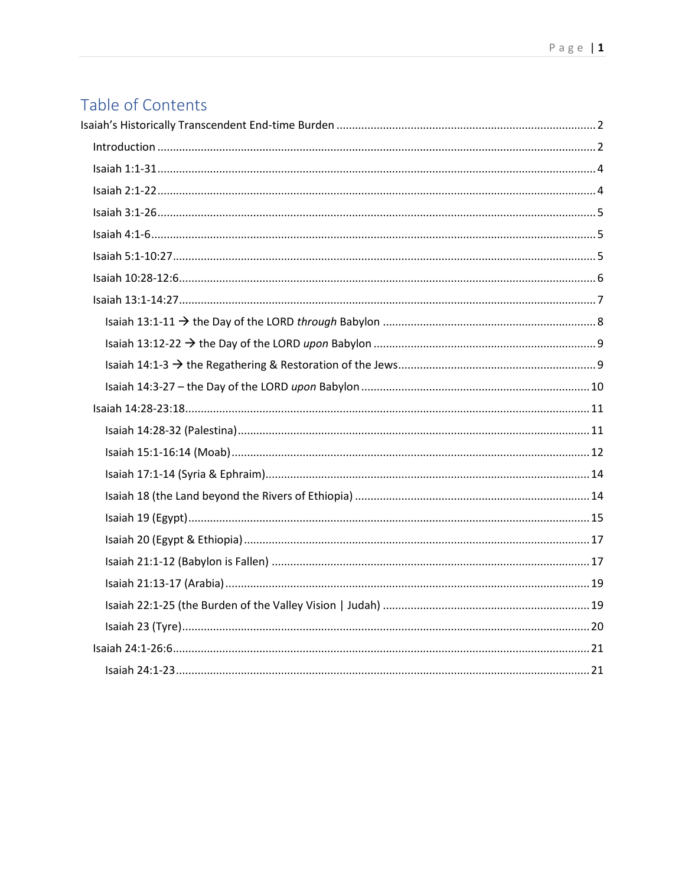# Table of Contents

Isaiah's Historically Transcendent End-time Burden ..... 2

- Introduction ..... 2
- Isaiah 1:1-31 ..... 4
- Isaiah 2:1-22 ..... 4
- Isaiah 3:1-26 ..... 5
- Isaiah 4:1-6 ..... 5
- Isaiah 5:1-10:27 ..... 5
- Isaiah 10:28-12:6 ..... 6
- Isaiah 13:1-14:27 ..... 7
  - Isaiah 13:1-11 → the Day of the LORD *through* Babylon ..... 8
  - Isaiah 13:12-22 → the Day of the LORD *upon* Babylon ..... 9
  - Isaiah 14:1-3 → the Regathering & Restoration of the Jews ..... 9
  - Isaiah 14:3-27 – the Day of the LORD *upon* Babylon ..... 10
- Isaiah 14:28-23:18 ..... 11
  - Isaiah 14:28-32 (Palestina) ..... 11
  - Isaiah 15:1-16:14 (Moab) ..... 12
  - Isaiah 17:1-14 (Syria & Ephraim) ..... 14
  - Isaiah 18 (the Land beyond the Rivers of Ethiopia) ..... 14
  - Isaiah 19 (Egypt) ..... 15
  - Isaiah 20 (Egypt & Ethiopia) ..... 17
  - Isaiah 21:1-12 (Babylon is Fallen) ..... 17
  - Isaiah 21:13-17 (Arabia) ..... 19
  - Isaiah 22:1-25 (the Burden of the Valley Vision | Judah) ..... 19
  - Isaiah 23 (Tyre) ..... 20
- Isaiah 24:1-26:6 ..... 21
  - Isaiah 24:1-23 ..... 21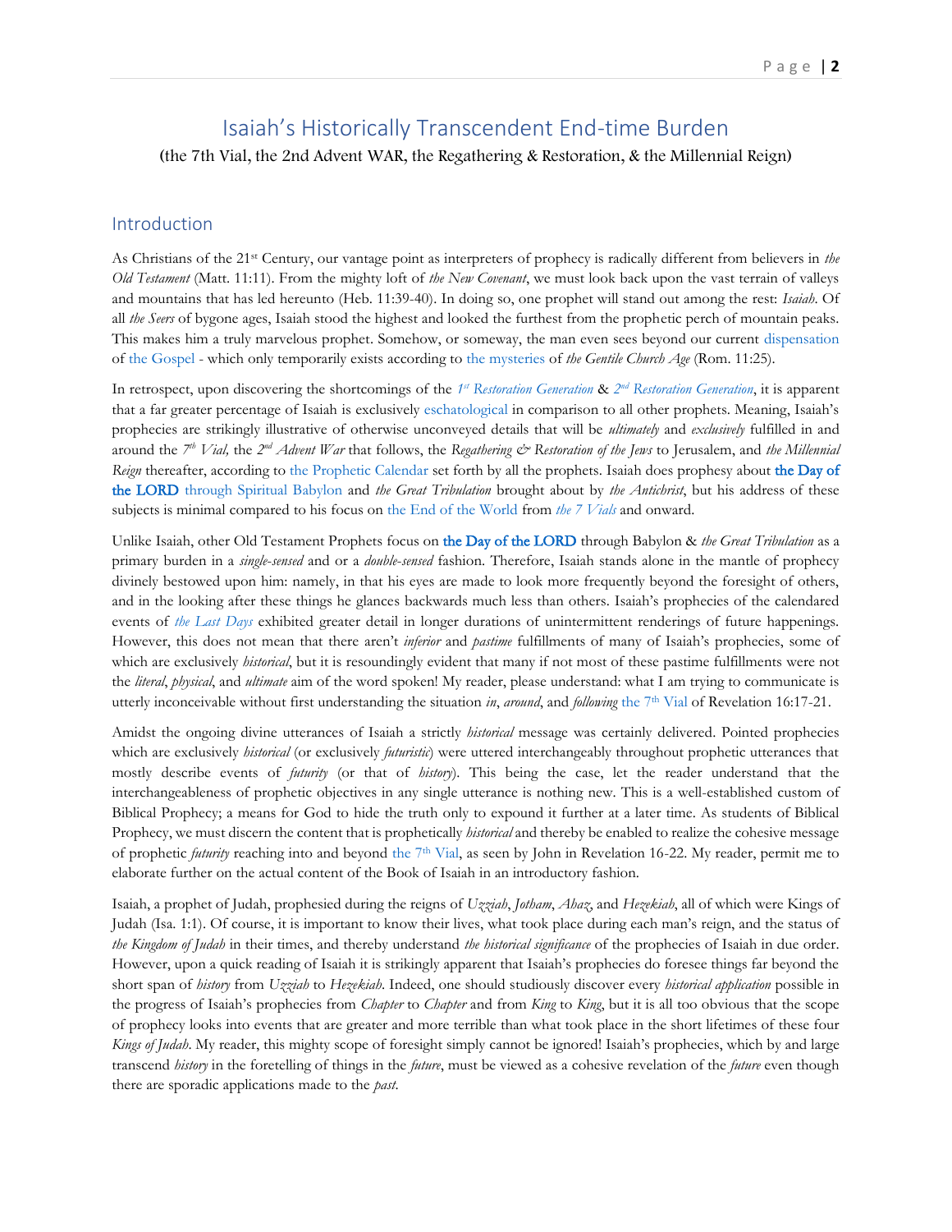# Isaiah's Historically Transcendent End-time Burden

(the 7th Vial, the 2nd Advent WAR, the Regathering & Restoration, & the Millennial Reign)

## Introduction

As Christians of the 21st Century, our vantage point as interpreters of prophecy is radically different from believers in *the Old Testament* (Matt. 11:11). From the mighty loft of *the New Covenant*, we must look back upon the vast terrain of valleys and mountains that has led hereunto (Heb. 11:39-40). In doing so, one prophet will stand out among the rest: *Isaiah*. Of all *the Seers* of bygone ages, Isaiah stood the highest and looked the furthest from the prophetic perch of mountain peaks. This makes him a truly marvelous prophet. Somehow, or someway, the man even sees beyond our current dispensation of the Gospel - which only temporarily exists according to the mysteries of *the Gentile Church Age* (Rom. 11:25).

In retrospect, upon discovering the shortcomings of the *1st Restoration Generation* & *2nd Restoration Generation*, it is apparent that a far greater percentage of Isaiah is exclusively eschatological in comparison to all other prophets. Meaning, Isaiah's prophecies are strikingly illustrative of otherwise unconveyed details that will be *ultimately* and *exclusively* fulfilled in and around the *7th Vial,* the *2nd Advent War* that follows, the *Regathering & Restoration of the Jews* to Jerusalem, and *the Millennial Reign* thereafter, according to the Prophetic Calendar set forth by all the prophets. Isaiah does prophesy about the Day of the LORD through Spiritual Babylon and *the Great Tribulation* brought about by *the Antichrist*, but his address of these subjects is minimal compared to his focus on the End of the World from *the 7 Vials* and onward.

Unlike Isaiah, other Old Testament Prophets focus on the Day of the LORD through Babylon & *the Great Tribulation* as a primary burden in a *single-sensed* and or a *double-sensed* fashion. Therefore, Isaiah stands alone in the mantle of prophecy divinely bestowed upon him: namely, in that his eyes are made to look more frequently beyond the foresight of others, and in the looking after these things he glances backwards much less than others. Isaiah's prophecies of the calendared events of *the Last Days* exhibited greater detail in longer durations of unintermittent renderings of future happenings. However, this does not mean that there aren't *inferior* and *pastime* fulfillments of many of Isaiah's prophecies, some of which are exclusively *historical*, but it is resoundingly evident that many if not most of these pastime fulfillments were not the *literal*, *physical*, and *ultimate* aim of the word spoken! My reader, please understand: what I am trying to communicate is utterly inconceivable without first understanding the situation *in*, *around*, and *following* the 7th Vial of Revelation 16:17-21.

Amidst the ongoing divine utterances of Isaiah a strictly *historical* message was certainly delivered. Pointed prophecies which are exclusively *historical* (or exclusively *futuristic*) were uttered interchangeably throughout prophetic utterances that mostly describe events of *futurity* (or that of *history*). This being the case, let the reader understand that the interchangeableness of prophetic objectives in any single utterance is nothing new. This is a well-established custom of Biblical Prophecy; a means for God to hide the truth only to expound it further at a later time. As students of Biblical Prophecy, we must discern the content that is prophetically *historical* and thereby be enabled to realize the cohesive message of prophetic *futurity* reaching into and beyond the 7th Vial, as seen by John in Revelation 16-22. My reader, permit me to elaborate further on the actual content of the Book of Isaiah in an introductory fashion.

Isaiah, a prophet of Judah, prophesied during the reigns of *Uzziah*, *Jotham*, *Ahaz*, and *Hezekiah*, all of which were Kings of Judah (Isa. 1:1). Of course, it is important to know their lives, what took place during each man's reign, and the status of *the Kingdom of Judah* in their times, and thereby understand *the historical significance* of the prophecies of Isaiah in due order. However, upon a quick reading of Isaiah it is strikingly apparent that Isaiah's prophecies do foresee things far beyond the short span of *history* from *Uzziah* to *Hezekiah*. Indeed, one should studiously discover every *historical application* possible in the progress of Isaiah's prophecies from *Chapter* to *Chapter* and from *King* to *King*, but it is all too obvious that the scope of prophecy looks into events that are greater and more terrible than what took place in the short lifetimes of these four *Kings of Judah*. My reader, this mighty scope of foresight simply cannot be ignored! Isaiah's prophecies, which by and large transcend *history* in the foretelling of things in the *future*, must be viewed as a cohesive revelation of the *future* even though there are sporadic applications made to the *past*.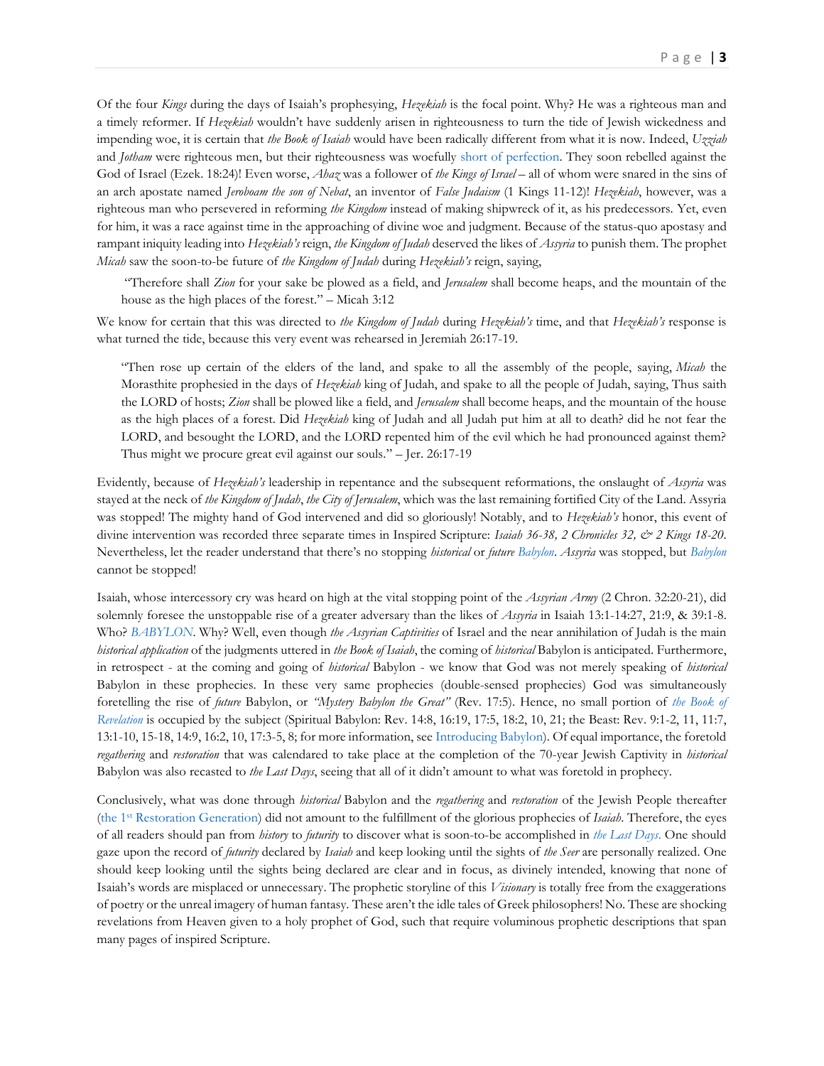Of the four *Kings* during the days of Isaiah's prophesying, *Hezekiah* is the focal point. Why? He was a righteous man and a timely reformer. If *Hezekiah* wouldn't have suddenly arisen in righteousness to turn the tide of Jewish wickedness and impending woe, it is certain that *the Book of Isaiah* would have been radically different from what it is now. Indeed, *Uzziah* and *Jotham* were righteous men, but their righteousness was woefully short of perfection. They soon rebelled against the God of Israel (Ezek. 18:24)! Even worse, *Ahaz* was a follower of *the Kings of Israel* – all of whom were snared in the sins of an arch apostate named *Jeroboam the son of Nebat*, an inventor of *False Judaism* (1 Kings 11-12)! *Hezekiah*, however, was a righteous man who persevered in reforming *the Kingdom* instead of making shipwreck of it, as his predecessors. Yet, even for him, it was a race against time in the approaching of divine woe and judgment. Because of the status-quo apostasy and rampant iniquity leading into *Hezekiah's* reign, *the Kingdom of Judah* deserved the likes of *Assyria* to punish them. The prophet *Micah* saw the soon-to-be future of *the Kingdom of Judah* during *Hezekiah's* reign, saying,

> "Therefore shall *Zion* for your sake be plowed as a field, and *Jerusalem* shall become heaps, and the mountain of the house as the high places of the forest." – Micah 3:12

We know for certain that this was directed to *the Kingdom of Judah* during *Hezekiah's* time, and that *Hezekiah's* response is what turned the tide, because this very event was rehearsed in Jeremiah 26:17-19.

> "Then rose up certain of the elders of the land, and spake to all the assembly of the people, saying, *Micah* the Morasthite prophesied in the days of *Hezekiah* king of Judah, and spake to all the people of Judah, saying, Thus saith the LORD of hosts; *Zion* shall be plowed like a field, and *Jerusalem* shall become heaps, and the mountain of the house as the high places of a forest. Did *Hezekiah* king of Judah and all Judah put him at all to death? did he not fear the LORD, and besought the LORD, and the LORD repented him of the evil which he had pronounced against them? Thus might we procure great evil against our souls." – Jer. 26:17-19

Evidently, because of *Hezekiah's* leadership in repentance and the subsequent reformations, the onslaught of *Assyria* was stayed at the neck of *the Kingdom of Judah*, *the City of Jerusalem*, which was the last remaining fortified City of the Land. Assyria was stopped! The mighty hand of God intervened and did so gloriously! Notably, and to *Hezekiah's* honor, this event of divine intervention was recorded three separate times in Inspired Scripture: *Isaiah 36-38, 2 Chronicles 32, & 2 Kings 18-20*. Nevertheless, let the reader understand that there's no stopping *historical* or *future* *Babylon*. *Assyria* was stopped, but *Babylon* cannot be stopped!

Isaiah, whose intercessory cry was heard on high at the vital stopping point of the *Assyrian Army* (2 Chron. 32:20-21), did solemnly foresee the unstoppable rise of a greater adversary than the likes of *Assyria* in Isaiah 13:1-14:27, 21:9, & 39:1-8. Who? *BABYLON*. Why? Well, even though *the Assyrian Captivities* of Israel and the near annihilation of Judah is the main *historical application* of the judgments uttered in *the Book of Isaiah*, the coming of *historical* Babylon is anticipated. Furthermore, in retrospect - at the coming and going of *historical* Babylon - we know that God was not merely speaking of *historical* Babylon in these prophecies. In these very same prophecies (double-sensed prophecies) God was simultaneously foretelling the rise of *future* Babylon, or *"Mystery Babylon the Great"* (Rev. 17:5). Hence, no small portion of *the Book of Revelation* is occupied by the subject (Spiritual Babylon: Rev. 14:8, 16:19, 17:5, 18:2, 10, 21; the Beast: Rev. 9:1-2, 11, 11:7, 13:1-10, 15-18, 14:9, 16:2, 10, 17:3-5, 8; for more information, see Introducing Babylon). Of equal importance, the foretold *regathering* and *restoration* that was calendared to take place at the completion of the 70-year Jewish Captivity in *historical* Babylon was also recasted to *the Last Days*, seeing that all of it didn't amount to what was foretold in prophecy.

Conclusively, what was done through *historical* Babylon and the *regathering* and *restoration* of the Jewish People thereafter (the 1st Restoration Generation) did not amount to the fulfillment of the glorious prophecies of *Isaiah*. Therefore, the eyes of all readers should pan from *history* to *futurity* to discover what is soon-to-be accomplished in *the Last Days.* One should gaze upon the record of *futurity* declared by *Isaiah* and keep looking until the sights of *the Seer* are personally realized. One should keep looking until the sights being declared are clear and in focus, as divinely intended, knowing that none of Isaiah's words are misplaced or unnecessary. The prophetic storyline of this *Visionary* is totally free from the exaggerations of poetry or the unreal imagery of human fantasy. These aren't the idle tales of Greek philosophers! No. These are shocking revelations from Heaven given to a holy prophet of God, such that require voluminous prophetic descriptions that span many pages of inspired Scripture.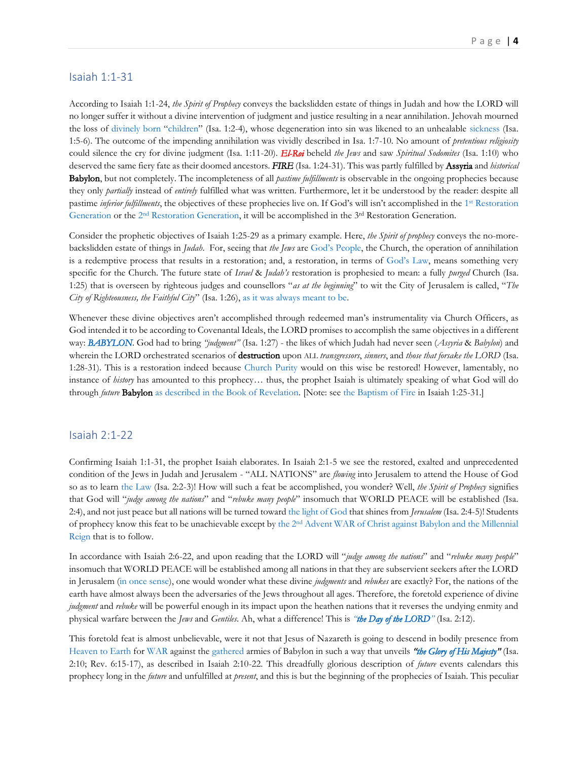## Isaiah 1:1-31

According to Isaiah 1:1-24, *the Spirit of Prophecy* conveys the backslidden estate of things in Judah and how the LORD will no longer suffer it without a divine intervention of judgment and justice resulting in a near annihilation. Jehovah mourned the loss of divinely born "children" (Isa. 1:2-4), whose degeneration into sin was likened to an unhealable sickness (Isa. 1:5-6). The outcome of the impending annihilation was vividly described in Isa. 1:7-10. No amount of *pretentious religiosity* could silence the cry for divine judgment (Isa. 1:11-20). ***El-Roi*** beheld *the Jews* and saw *Spiritual Sodomites* (Isa. 1:10) who deserved the same fiery fate as their doomed ancestors. ***FIRE*** (Isa. 1:24-31). This was partly fulfilled by **Assyria** and *historical* **Babylon**, but not completely. The incompleteness of all *pastime fulfillments* is observable in the ongoing prophecies because they only *partially* instead of *entirely* fulfilled what was written. Furthermore, let it be understood by the reader: despite all pastime *inferior fulfillments*, the objectives of these prophecies live on. If God's will isn't accomplished in the 1st Restoration Generation or the 2nd Restoration Generation, it will be accomplished in the 3rd Restoration Generation.

Consider the prophetic objectives of Isaiah 1:25-29 as a primary example. Here, *the Spirit of prophecy* conveys the no-more-backslidden estate of things in *Judah*. For, seeing that *the Jews* are God's People, the Church, the operation of annihilation is a redemptive process that results in a restoration; and, a restoration, in terms of God's Law, means something very specific for the Church. The future state of *Israel* & *Judah's* restoration is prophesied to mean: a fully *purged* Church (Isa. 1:25) that is overseen by righteous judges and counsellors "*as at the beginning*" to wit the City of Jerusalem is called, "*The City of Righteousness, the Faithful City*" (Isa. 1:26), as it was always meant to be.

Whenever these divine objectives aren't accomplished through redeemed man's instrumentality via Church Officers, as God intended it to be according to Covenantal Ideals, the LORD promises to accomplish the same objectives in a different way: ***BABYLON***. God had to bring *"judgment"* (Isa. 1:27) - the likes of which Judah had never seen (*Assyria* & *Babylon*) and wherein the LORD orchestrated scenarios of **destruction** upon ALL *transgressors*, *sinners*, and *those that forsake the LORD* (Isa. 1:28-31). This is a restoration indeed because Church Purity would on this wise be restored! However, lamentably, no instance of *history* has amounted to this prophecy… thus, the prophet Isaiah is ultimately speaking of what God will do through *future* **Babylon** as described in the Book of Revelation. [Note: see the Baptism of Fire in Isaiah 1:25-31.]

## Isaiah 2:1-22

Confirming Isaiah 1:1-31, the prophet Isaiah elaborates. In Isaiah 2:1-5 we see the restored, exalted and unprecedented condition of the Jews in Judah and Jerusalem - "ALL NATIONS" are *flowing* into Jerusalem to attend the House of God so as to learn the Law (Isa. 2:2-3)! How will such a feat be accomplished, you wonder? Well, *the Spirit of Prophecy* signifies that God will "*judge among the nations*" and "*rebuke many people*" insomuch that WORLD PEACE will be established (Isa. 2:4), and not just peace but all nations will be turned toward the light of God that shines from *Jerusalem* (Isa. 2:4-5)! Students of prophecy know this feat to be unachievable except by the 2nd Advent WAR of Christ against Babylon and the Millennial Reign that is to follow.

In accordance with Isaiah 2:6-22, and upon reading that the LORD will "*judge among the nations*" and "*rebuke many people*" insomuch that WORLD PEACE will be established among all nations in that they are subservient seekers after the LORD in Jerusalem (in once sense), one would wonder what these divine *judgments* and *rebukes* are exactly? For, the nations of the earth have almost always been the adversaries of the Jews throughout all ages. Therefore, the foretold experience of divine *judgment* and *rebuke* will be powerful enough in its impact upon the heathen nations that it reverses the undying enmity and physical warfare between the *Jews* and *Gentiles*. Ah, what a difference! This is ***"the Day of the LORD"*** (Isa. 2:12).

This foretold feat is almost unbelievable, were it not that Jesus of Nazareth is going to descend in bodily presence from Heaven to Earth for WAR against the gathered armies of Babylon in such a way that unveils ***"the Glory of His Majesty"*** (Isa. 2:10; Rev. 6:15-17), as described in Isaiah 2:10-22. This dreadfully glorious description of *future* events calendars this prophecy long in the *future* and unfulfilled at *present*, and this is but the beginning of the prophecies of Isaiah. This peculiar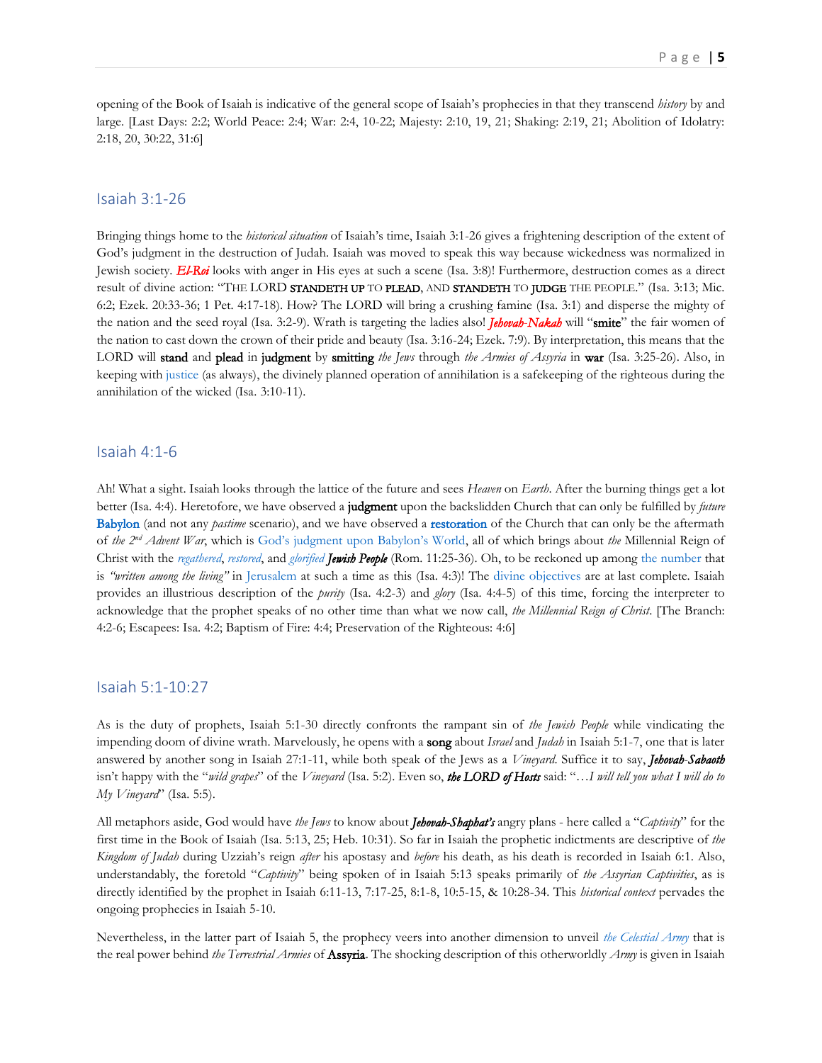opening of the Book of Isaiah is indicative of the general scope of Isaiah's prophecies in that they transcend *history* by and large. [Last Days: 2:2; World Peace: 2:4; War: 2:4, 10-22; Majesty: 2:10, 19, 21; Shaking: 2:19, 21; Abolition of Idolatry: 2:18, 20, 30:22, 31:6]

## Isaiah 3:1-26

Bringing things home to the *historical situation* of Isaiah's time, Isaiah 3:1-26 gives a frightening description of the extent of God's judgment in the destruction of Judah. Isaiah was moved to speak this way because wickedness was normalized in Jewish society. ***El-Roi*** looks with anger in His eyes at such a scene (Isa. 3:8)! Furthermore, destruction comes as a direct result of divine action: "THE LORD **STANDETH UP** TO **PLEAD**, AND **STANDETH** TO **JUDGE** THE PEOPLE." (Isa. 3:13; Mic. 6:2; Ezek. 20:33-36; 1 Pet. 4:17-18). How? The LORD will bring a crushing famine (Isa. 3:1) and disperse the mighty of the nation and the seed royal (Isa. 3:2-9). Wrath is targeting the ladies also! ***Jehovah-Nakah*** will "**smite**" the fair women of the nation to cast down the crown of their pride and beauty (Isa. 3:16-24; Ezek. 7:9). By interpretation, this means that the LORD will **stand** and **plead** in **judgment** by **smitting** *the Jews* through *the Armies of Assyria* in **war** (Isa. 3:25-26). Also, in keeping with justice (as always), the divinely planned operation of annihilation is a safekeeping of the righteous during the annihilation of the wicked (Isa. 3:10-11).

## Isaiah 4:1-6

Ah! What a sight. Isaiah looks through the lattice of the future and sees *Heaven* on *Earth*. After the burning things get a lot better (Isa. 4:4). Heretofore, we have observed a **judgment** upon the backslidden Church that can only be fulfilled by *future* **Babylon** (and not any *pastime* scenario), and we have observed a **restoration** of the Church that can only be the aftermath of *the 2nd Advent War*, which is God's judgment upon Babylon's World, all of which brings about *the* Millennial Reign of Christ with the *regathered*, *restored*, and *glorified* ***Jewish People*** (Rom. 11:25-36). Oh, to be reckoned up among the number that is *"written among the living"* in Jerusalem at such a time as this (Isa. 4:3)! The divine objectives are at last complete. Isaiah provides an illustrious description of the *purity* (Isa. 4:2-3) and *glory* (Isa. 4:4-5) of this time, forcing the interpreter to acknowledge that the prophet speaks of no other time than what we now call, *the Millennial Reign of Christ*. [The Branch: 4:2-6; Escapees: Isa. 4:2; Baptism of Fire: 4:4; Preservation of the Righteous: 4:6]

## Isaiah 5:1-10:27

As is the duty of prophets, Isaiah 5:1-30 directly confronts the rampant sin of *the Jewish People* while vindicating the impending doom of divine wrath. Marvelously, he opens with a **song** about *Israel* and *Judah* in Isaiah 5:1-7, one that is later answered by another song in Isaiah 27:1-11, while both speak of the Jews as a *Vineyard*. Suffice it to say, ***Jehovah-Sabaoth*** isn't happy with the "*wild grapes*" of the *Vineyard* (Isa. 5:2). Even so, ***the LORD of Hosts*** said: "…*I will tell you what I will do to My Vineyard*" (Isa. 5:5).

All metaphors aside, God would have *the Jews* to know about ***Jehovah-Shaphat's*** angry plans - here called a "*Captivity*" for the first time in the Book of Isaiah (Isa. 5:13, 25; Heb. 10:31). So far in Isaiah the prophetic indictments are descriptive of *the Kingdom of Judah* during Uzziah's reign *after* his apostasy and *before* his death, as his death is recorded in Isaiah 6:1. Also, understandably, the foretold "*Captivity*" being spoken of in Isaiah 5:13 speaks primarily of *the Assyrian Captivities*, as is directly identified by the prophet in Isaiah 6:11-13, 7:17-25, 8:1-8, 10:5-15, & 10:28-34. This *historical context* pervades the ongoing prophecies in Isaiah 5-10.

Nevertheless, in the latter part of Isaiah 5, the prophecy veers into another dimension to unveil *the Celestial Army* that is the real power behind *the Terrestrial Armies* of **Assyria**. The shocking description of this otherworldly *Army* is given in Isaiah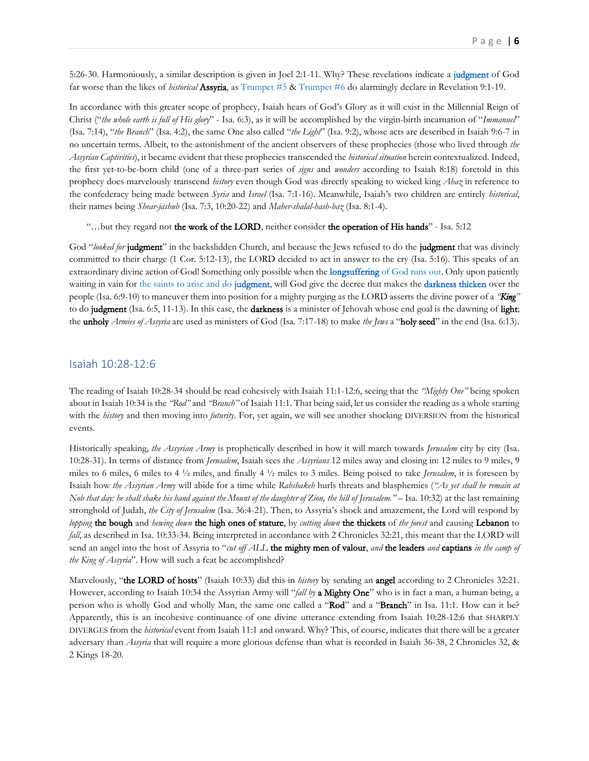5:26-30. Harmoniously, a similar description is given in Joel 2:1-11. Why? These revelations indicate a **judgment** of God far worse than the likes of *historical* **Assyria**, as Trumpet #5 & Trumpet #6 do alarmingly declare in Revelation 9:1-19.

In accordance with this greater scope of prophecy, Isaiah hears of God's Glory as it will exist in the Millennial Reign of Christ ("*the whole earth is full of His glory*" - Isa. 6:3), as it will be accomplished by the virgin-birth incarnation of "*Immanuel*" (Isa. 7:14), "*the Branch*" (Isa. 4:2), the same One also called "*the Light*" (Isa. 9:2), whose acts are described in Isaiah 9:6-7 in no uncertain terms. Albeit, to the astonishment of the ancient observers of these prophecies (those who lived through *the Assyrian Captivities*), it became evident that these prophecies transcended the *historical situation* herein contextualized. Indeed, the first yet-to-be-born child (one of a three-part series of *signs* and *wonders* according to Isaiah 8:18) foretold in this prophecy does marvelously transcend *history* even though God was directly speaking to wicked king *Ahaz* in reference to the confederacy being made between *Syria* and *Israel* (Isa. 7:1-16). Meanwhile, Isaiah's two children are entirely *historical*, their names being *Shear-jashub* (Isa. 7:3, 10:20-22) and *Maher-shalal-hash-baz* (Isa. 8:1-4).

> "…but they regard not **the work of the LORD**, neither consider **the operation of His hands**" - Isa. 5:12

God "*looked for* **judgment**" in the backslidden Church, and because the Jews refused to do the **judgment** that was divinely committed to their charge (1 Cor. 5:12-13), the LORD decided to act in answer to the cry (Isa. 5:16). This speaks of an extraordinary divine action of God! Something only possible when the **longsuffering** of God runs out. Only upon patiently waiting in vain for the saints to arise and do **judgment**, will God give the decree that makes the **darkness thicken** over the people (Isa. 6:9-10) to maneuver them into position for a mighty purging as the LORD asserts the divine power of a *"King"* to do **judgment** (Isa. 6:5, 11-13). In this case, the **darkness** is a minister of Jehovah whose end goal is the dawning of **light**; the **unholy** *Armies of Assyria* are used as ministers of God (Isa. 7:17-18) to make *the Jews* a "**holy seed**" in the end (Isa. 6:13).

## Isaiah 10:28-12:6

The reading of Isaiah 10:28-34 should be read cohesively with Isaiah 11:1-12:6, seeing that the *"Mighty One"* being spoken about in Isaiah 10:34 is the *"Rod"* and *"Branch"* of Isaiah 11:1. That being said, let us consider the reading as a whole starting with the *history* and then moving into *futurity*. For, yet again, we will see another shocking DIVERSION from the historical events.

Historically speaking, *the Assyrian Army* is prophetically described in how it will march towards *Jerusalem* city by city (Isa. 10:28-31). In terms of distance from *Jerusalem*, Isaiah sees the *Assyrians* 12 miles away and closing in: 12 miles to 9 miles, 9 miles to 6 miles, 6 miles to 4 ½ miles, and finally 4 ½ miles to 3 miles. Being poised to take *Jerusalem*, it is foreseen by Isaiah how *the Assyrian Army* will abide for a time while *Rabshakeh* hurls threats and blasphemies (*"As yet shall he remain at Nob that day: he shall shake his hand against the Mount of the daughter of Zion, the hill of Jerusalem."* – Isa. 10:32) at the last remaining stronghold of Judah, *the City of Jerusalem* (Isa. 36:4-21). Then, to Assyria's shock and amazement, the Lord will respond by *lopping* **the bough** and *hewing down* **the high ones of stature**, by *cutting down* **the thickets** of *the forest* and causing **Lebanon** to *fall*, as described in Isa. 10:33-34. Being interpreted in accordance with 2 Chronicles 32:21, this meant that the LORD will send an angel into the host of Assyria to "*cut off ALL* **the mighty men of valour**, *and* **the leaders** *and* **captians** *in the camp of the King of Assyria*". How will such a feat be accomplished?

Marvelously, "**the LORD of hosts**" (Isaiah 10:33) did this in *history* by sending an **angel** according to 2 Chronicles 32:21. However, according to Isaiah 10:34 the Assyrian Army will "*fall by* **a Mighty One**" who is in fact a man, a human being, a person who is wholly God and wholly Man, the same one called a "**Rod**" and a "**Branch**" in Isa. 11:1. How can it be? Apparently, this is an incohesive continuance of one divine utterance extending from Isaiah 10:28-12:6 that SHARPLY DIVERGES from the *historical* event from Isaiah 11:1 and onward. Why? This, of course, indicates that there will be a greater adversary than *Assyria* that will require a more glorious defense than what is recorded in Isaiah 36-38, 2 Chronicles 32, & 2 Kings 18-20.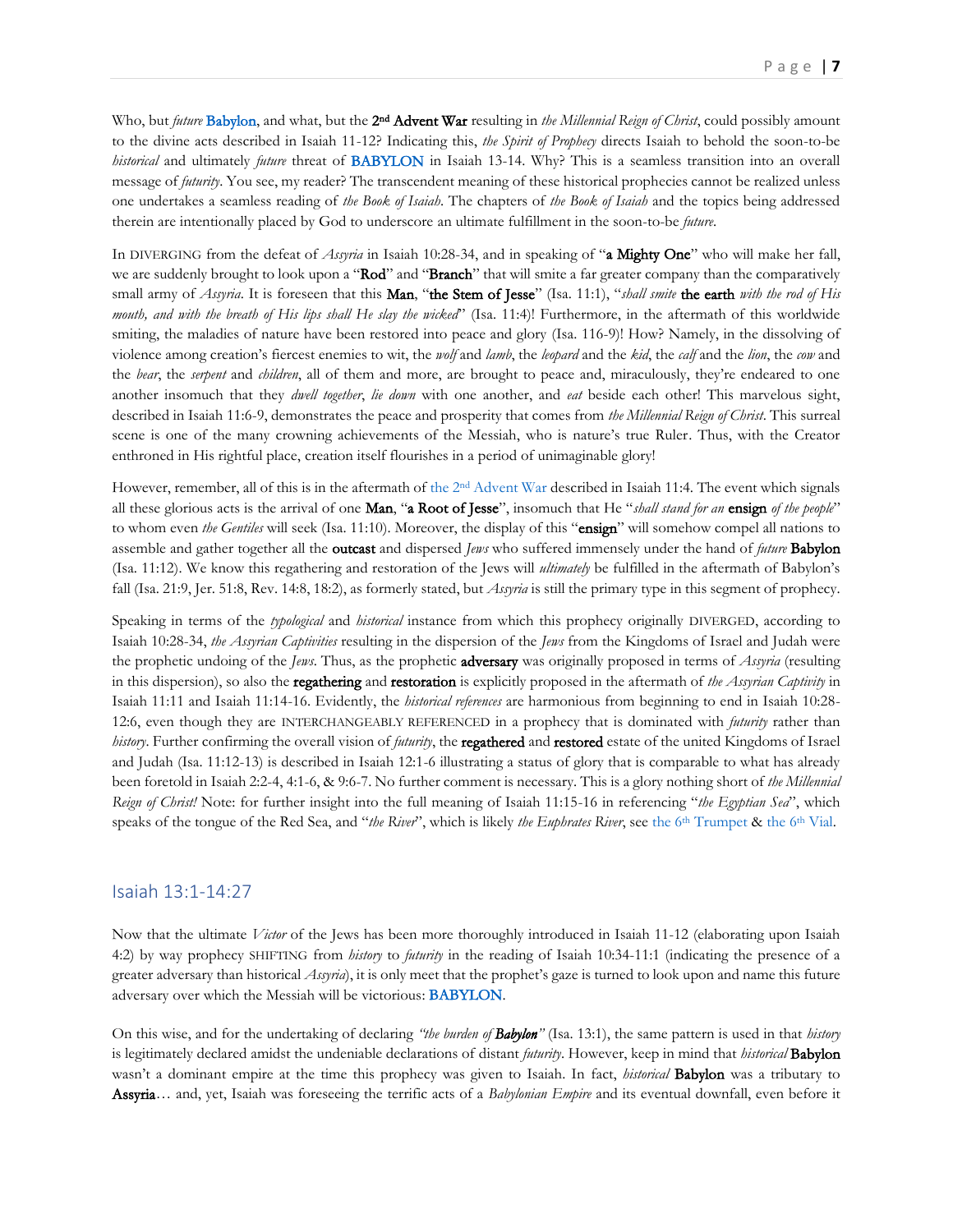Who, but *future* Babylon, and what, but the 2nd Advent War resulting in *the Millennial Reign of Christ*, could possibly amount to the divine acts described in Isaiah 11-12? Indicating this, *the Spirit of Prophecy* directs Isaiah to behold the soon-to-be *historical* and ultimately *future* threat of **BABYLON** in Isaiah 13-14. Why? This is a seamless transition into an overall message of *futurity*. You see, my reader? The transcendent meaning of these historical prophecies cannot be realized unless one undertakes a seamless reading of *the Book of Isaiah*. The chapters of *the Book of Isaiah* and the topics being addressed therein are intentionally placed by God to underscore an ultimate fulfillment in the soon-to-be *future*.

In DIVERGING from the defeat of *Assyria* in Isaiah 10:28-34, and in speaking of "a Mighty One" who will make her fall, we are suddenly brought to look upon a "Rod" and "Branch" that will smite a far greater company than the comparatively small army of *Assyria*. It is foreseen that this Man, "the Stem of Jesse" (Isa. 11:1), "*shall smite* the earth *with the rod of His mouth, and with the breath of His lips shall He slay the wicked*" (Isa. 11:4)! Furthermore, in the aftermath of this worldwide smiting, the maladies of nature have been restored into peace and glory (Isa. 116-9)! How? Namely, in the dissolving of violence among creation's fiercest enemies to wit, the *wolf* and *lamb*, the *leopard* and the *kid*, the *calf* and the *lion*, the *cow* and the *bear*, the *serpent* and *children*, all of them and more, are brought to peace and, miraculously, they're endeared to one another insomuch that they *dwell together*, *lie down* with one another, and *eat* beside each other! This marvelous sight, described in Isaiah 11:6-9, demonstrates the peace and prosperity that comes from *the Millennial Reign of Christ*. This surreal scene is one of the many crowning achievements of the Messiah, who is nature's true Ruler. Thus, with the Creator enthroned in His rightful place, creation itself flourishes in a period of unimaginable glory!

However, remember, all of this is in the aftermath of the 2nd Advent War described in Isaiah 11:4. The event which signals all these glorious acts is the arrival of one Man, "a Root of Jesse", insomuch that He "*shall stand for an* ensign *of the people*" to whom even *the Gentiles* will seek (Isa. 11:10). Moreover, the display of this "ensign" will somehow compel all nations to assemble and gather together all the outcast and dispersed *Jews* who suffered immensely under the hand of *future* Babylon (Isa. 11:12). We know this regathering and restoration of the Jews will *ultimately* be fulfilled in the aftermath of Babylon's fall (Isa. 21:9, Jer. 51:8, Rev. 14:8, 18:2), as formerly stated, but *Assyria* is still the primary type in this segment of prophecy.

Speaking in terms of the *typological* and *historical* instance from which this prophecy originally DIVERGED, according to Isaiah 10:28-34, *the Assyrian Captivities* resulting in the dispersion of the *Jews* from the Kingdoms of Israel and Judah were the prophetic undoing of the *Jews*. Thus, as the prophetic adversary was originally proposed in terms of *Assyria* (resulting in this dispersion), so also the regathering and restoration is explicitly proposed in the aftermath of *the Assyrian Captivity* in Isaiah 11:11 and Isaiah 11:14-16. Evidently, the *historical references* are harmonious from beginning to end in Isaiah 10:28-12:6, even though they are INTERCHANGEABLY REFERENCED in a prophecy that is dominated with *futurity* rather than *history*. Further confirming the overall vision of *futurity*, the regathered and restored estate of the united Kingdoms of Israel and Judah (Isa. 11:12-13) is described in Isaiah 12:1-6 illustrating a status of glory that is comparable to what has already been foretold in Isaiah 2:2-4, 4:1-6, & 9:6-7. No further comment is necessary. This is a glory nothing short of *the Millennial Reign of Christ!* Note: for further insight into the full meaning of Isaiah 11:15-16 in referencing "*the Egyptian Sea*", which speaks of the tongue of the Red Sea, and "*the River*", which is likely *the Euphrates River*, see the 6th Trumpet & the 6th Vial.

## Isaiah 13:1-14:27

Now that the ultimate *Victor* of the Jews has been more thoroughly introduced in Isaiah 11-12 (elaborating upon Isaiah 4:2) by way prophecy SHIFTING from *history* to *futurity* in the reading of Isaiah 10:34-11:1 (indicating the presence of a greater adversary than historical *Assyria*), it is only meet that the prophet's gaze is turned to look upon and name this future adversary over which the Messiah will be victorious: **BABYLON**.

On this wise, and for the undertaking of declaring *"the burden of* ***Babylon****"* (Isa. 13:1), the same pattern is used in that *history* is legitimately declared amidst the undeniable declarations of distant *futurity*. However, keep in mind that *historical* Babylon wasn't a dominant empire at the time this prophecy was given to Isaiah. In fact, *historical* Babylon was a tributary to Assyria… and, yet, Isaiah was foreseeing the terrific acts of a *Babylonian Empire* and its eventual downfall, even before it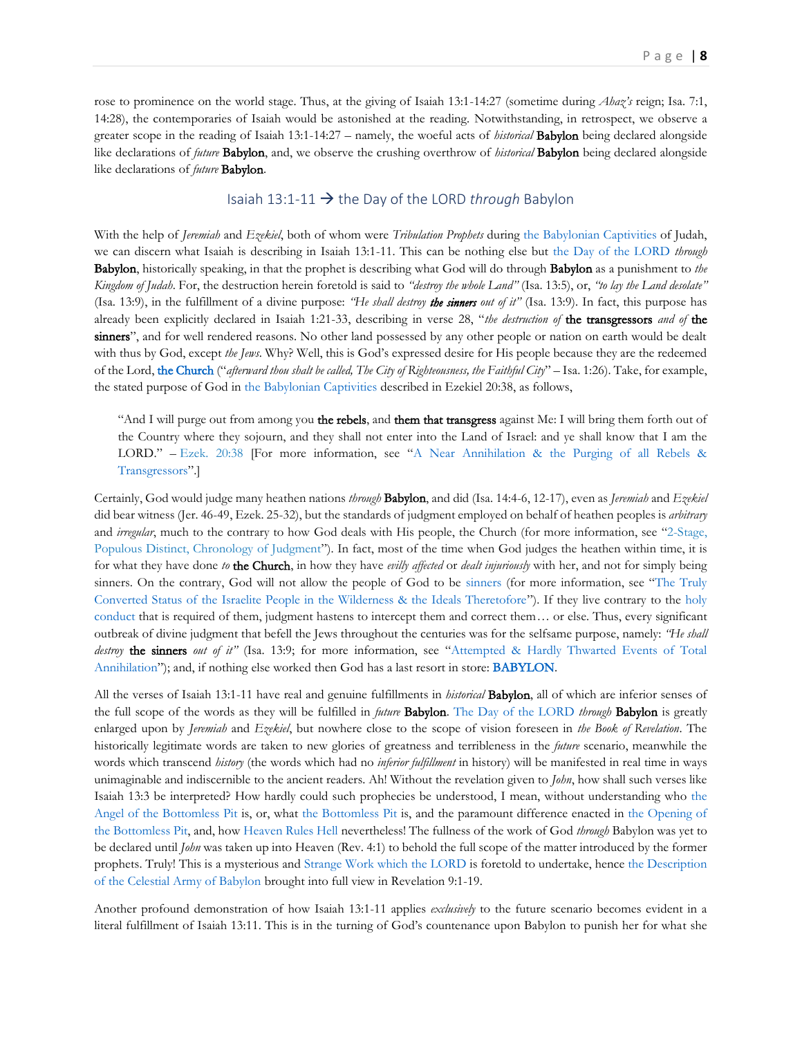rose to prominence on the world stage. Thus, at the giving of Isaiah 13:1-14:27 (sometime during *Ahaz's* reign; Isa. 7:1, 14:28), the contemporaries of Isaiah would be astonished at the reading. Notwithstanding, in retrospect, we observe a greater scope in the reading of Isaiah 13:1-14:27 – namely, the woeful acts of *historical* Babylon being declared alongside like declarations of *future* Babylon, and, we observe the crushing overthrow of *historical* Babylon being declared alongside like declarations of *future* Babylon.

## Isaiah 13:1-11 → the Day of the LORD *through* Babylon

With the help of *Jeremiah* and *Ezekiel*, both of whom were *Tribulation Prophets* during the Babylonian Captivities of Judah, we can discern what Isaiah is describing in Isaiah 13:1-11. This can be nothing else but the Day of the LORD *through* Babylon, historically speaking, in that the prophet is describing what God will do through Babylon as a punishment to *the Kingdom of Judah*. For, the destruction herein foretold is said to *"destroy the whole Land"* (Isa. 13:5), or, *"to lay the Land desolate"* (Isa. 13:9), in the fulfillment of a divine purpose: *"He shall destroy **the sinners** out of it"* (Isa. 13:9). In fact, this purpose has already been explicitly declared in Isaiah 1:21-33, describing in verse 28, "*the destruction of* the transgressors *and of* the sinners", and for well rendered reasons. No other land possessed by any other people or nation on earth would be dealt with thus by God, except *the Jews*. Why? Well, this is God's expressed desire for His people because they are the redeemed of the Lord, the Church ("*afterward thou shalt be called, The City of Righteousness, the Faithful City*" – Isa. 1:26). Take, for example, the stated purpose of God in the Babylonian Captivities described in Ezekiel 20:38, as follows,

> "And I will purge out from among you the rebels, and them that transgress against Me: I will bring them forth out of the Country where they sojourn, and they shall not enter into the Land of Israel: and ye shall know that I am the LORD." – Ezek. 20:38 [For more information, see "A Near Annihilation & the Purging of all Rebels & Transgressors".]

Certainly, God would judge many heathen nations *through* Babylon, and did (Isa. 14:4-6, 12-17), even as *Jeremiah* and *Ezekiel* did bear witness (Jer. 46-49, Ezek. 25-32), but the standards of judgment employed on behalf of heathen peoples is *arbitrary* and *irregular*, much to the contrary to how God deals with His people, the Church (for more information, see "2-Stage, Populous Distinct, Chronology of Judgment"). In fact, most of the time when God judges the heathen within time, it is for what they have done *to* the Church, in how they have *evilly affected* or *dealt injuriously* with her, and not for simply being sinners. On the contrary, God will not allow the people of God to be sinners (for more information, see "The Truly Converted Status of the Israelite People in the Wilderness & the Ideals Theretofore"). If they live contrary to the holy conduct that is required of them, judgment hastens to intercept them and correct them… or else. Thus, every significant outbreak of divine judgment that befell the Jews throughout the centuries was for the selfsame purpose, namely: *"He shall destroy* the sinners *out of it"* (Isa. 13:9; for more information, see "Attempted & Hardly Thwarted Events of Total Annihilation"); and, if nothing else worked then God has a last resort in store: **BABYLON**.

All the verses of Isaiah 13:1-11 have real and genuine fulfillments in *historical* Babylon, all of which are inferior senses of the full scope of the words as they will be fulfilled in *future* Babylon. The Day of the LORD *through* Babylon is greatly enlarged upon by *Jeremiah* and *Ezekiel*, but nowhere close to the scope of vision foreseen in *the Book of Revelation*. The historically legitimate words are taken to new glories of greatness and terribleness in the *future* scenario, meanwhile the words which transcend *history* (the words which had no *inferior fulfillment* in history) will be manifested in real time in ways unimaginable and indiscernible to the ancient readers. Ah! Without the revelation given to *John*, how shall such verses like Isaiah 13:3 be interpreted? How hardly could such prophecies be understood, I mean, without understanding who the Angel of the Bottomless Pit is, or, what the Bottomless Pit is, and the paramount difference enacted in the Opening of the Bottomless Pit, and, how Heaven Rules Hell nevertheless! The fullness of the work of God *through* Babylon was yet to be declared until *John* was taken up into Heaven (Rev. 4:1) to behold the full scope of the matter introduced by the former prophets. Truly! This is a mysterious and Strange Work which the LORD is foretold to undertake, hence the Description of the Celestial Army of Babylon brought into full view in Revelation 9:1-19.

Another profound demonstration of how Isaiah 13:1-11 applies *exclusively* to the future scenario becomes evident in a literal fulfillment of Isaiah 13:11. This is in the turning of God's countenance upon Babylon to punish her for what she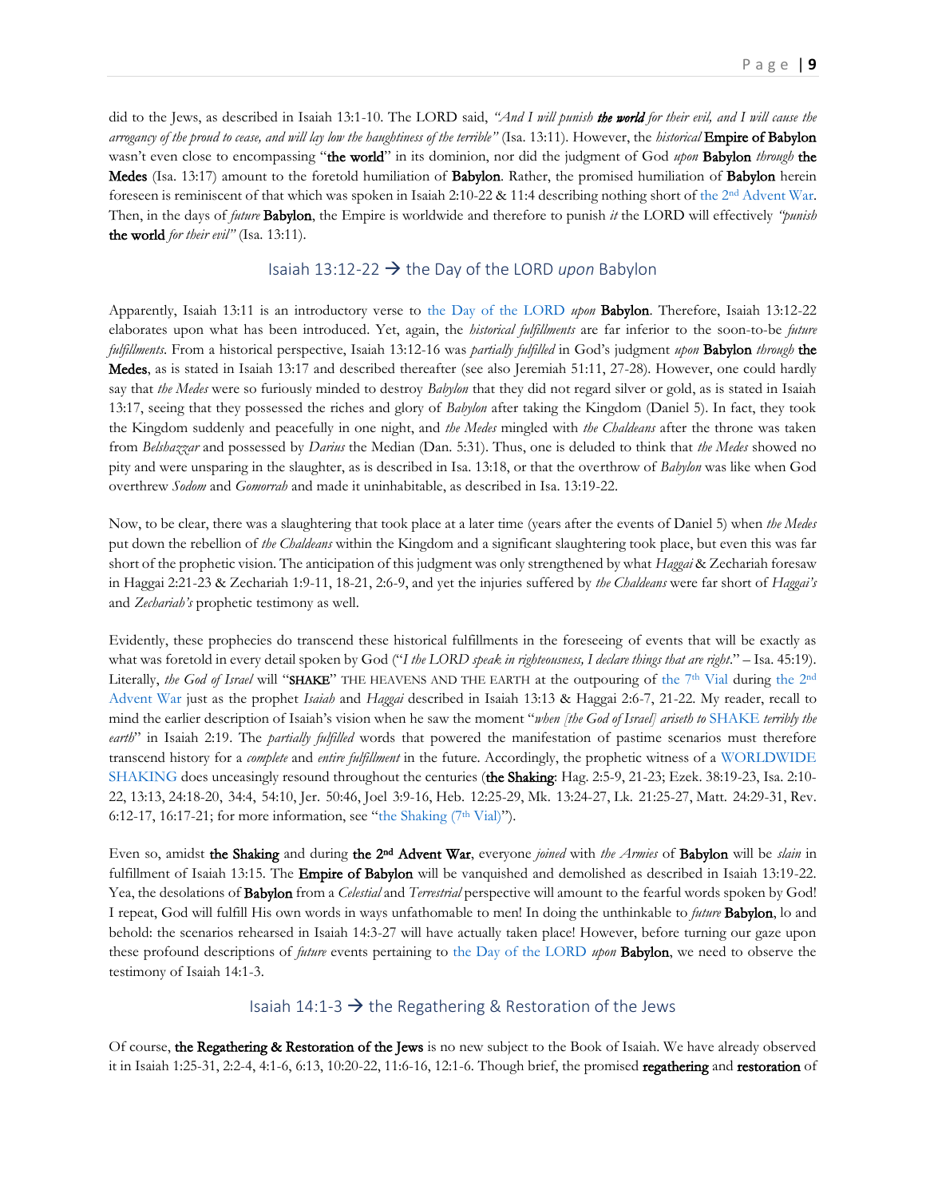did to the Jews, as described in Isaiah 13:1-10. The LORD said, *"And I will punish **the world** for their evil, and I will cause the arrogancy of the proud to cease, and will lay low the haughtiness of the terrible"* (Isa. 13:11). However, the *historical* **Empire of Babylon** wasn't even close to encompassing "**the world**" in its dominion, nor did the judgment of God *upon* **Babylon** *through* **the Medes** (Isa. 13:17) amount to the foretold humiliation of **Babylon**. Rather, the promised humiliation of **Babylon** herein foreseen is reminiscent of that which was spoken in Isaiah 2:10-22 & 11:4 describing nothing short of the 2nd Advent War. Then, in the days of *future* **Babylon**, the Empire is worldwide and therefore to punish *it* the LORD will effectively *"punish* **the world** *for their evil"* (Isa. 13:11).

## Isaiah 13:12-22 → the Day of the LORD *upon* Babylon

Apparently, Isaiah 13:11 is an introductory verse to the Day of the LORD *upon* **Babylon**. Therefore, Isaiah 13:12-22 elaborates upon what has been introduced. Yet, again, the *historical fulfillments* are far inferior to the soon-to-be *future fulfillments*. From a historical perspective, Isaiah 13:12-16 was *partially fulfilled* in God's judgment *upon* **Babylon** *through* **the Medes**, as is stated in Isaiah 13:17 and described thereafter (see also Jeremiah 51:11, 27-28). However, one could hardly say that *the Medes* were so furiously minded to destroy *Babylon* that they did not regard silver or gold, as is stated in Isaiah 13:17, seeing that they possessed the riches and glory of *Babylon* after taking the Kingdom (Daniel 5). In fact, they took the Kingdom suddenly and peacefully in one night, and *the Medes* mingled with *the Chaldeans* after the throne was taken from *Belshazzar* and possessed by *Darius* the Median (Dan. 5:31). Thus, one is deluded to think that *the Medes* showed no pity and were unsparing in the slaughter, as is described in Isa. 13:18, or that the overthrow of *Babylon* was like when God overthrew *Sodom* and *Gomorrah* and made it uninhabitable, as described in Isa. 13:19-22.

Now, to be clear, there was a slaughtering that took place at a later time (years after the events of Daniel 5) when *the Medes* put down the rebellion of *the Chaldeans* within the Kingdom and a significant slaughtering took place, but even this was far short of the prophetic vision. The anticipation of this judgment was only strengthened by what *Haggai* & Zechariah foresaw in Haggai 2:21-23 & Zechariah 1:9-11, 18-21, 2:6-9, and yet the injuries suffered by *the Chaldeans* were far short of *Haggai's* and *Zechariah's* prophetic testimony as well.

Evidently, these prophecies do transcend these historical fulfillments in the foreseeing of events that will be exactly as what was foretold in every detail spoken by God ("*I the LORD speak in righteousness, I declare things that are right*." – Isa. 45:19). Literally, *the God of Israel* will "**SHAKE**" THE HEAVENS AND THE EARTH at the outpouring of the 7th Vial during the 2nd Advent War just as the prophet *Isaiah* and *Haggai* described in Isaiah 13:13 & Haggai 2:6-7, 21-22. My reader, recall to mind the earlier description of Isaiah's vision when he saw the moment "*when [the God of Israel] ariseth to* SHAKE *terribly the earth*" in Isaiah 2:19. The *partially fulfilled* words that powered the manifestation of pastime scenarios must therefore transcend history for a *complete* and *entire fulfillment* in the future. Accordingly, the prophetic witness of a WORLDWIDE SHAKING does unceasingly resound throughout the centuries (**the Shaking**: Hag. 2:5-9, 21-23; Ezek. 38:19-23, Isa. 2:10-22, 13:13, 24:18-20, 34:4, 54:10, Jer. 50:46, Joel 3:9-16, Heb. 12:25-29, Mk. 13:24-27, Lk. 21:25-27, Matt. 24:29-31, Rev. 6:12-17, 16:17-21; for more information, see "the Shaking (7th Vial)").

Even so, amidst **the Shaking** and during **the 2nd Advent War**, everyone *joined* with *the Armies* of **Babylon** will be *slain* in fulfillment of Isaiah 13:15. The **Empire of Babylon** will be vanquished and demolished as described in Isaiah 13:19-22. Yea, the desolations of **Babylon** from a *Celestial* and *Terrestrial* perspective will amount to the fearful words spoken by God! I repeat, God will fulfill His own words in ways unfathomable to men! In doing the unthinkable to *future* **Babylon**, lo and behold: the scenarios rehearsed in Isaiah 14:3-27 will have actually taken place! However, before turning our gaze upon these profound descriptions of *future* events pertaining to the Day of the LORD *upon* **Babylon**, we need to observe the testimony of Isaiah 14:1-3.

## Isaiah 14:1-3 → the Regathering & Restoration of the Jews

Of course, **the Regathering & Restoration of the Jews** is no new subject to the Book of Isaiah. We have already observed it in Isaiah 1:25-31, 2:2-4, 4:1-6, 6:13, 10:20-22, 11:6-16, 12:1-6. Though brief, the promised **regathering** and **restoration** of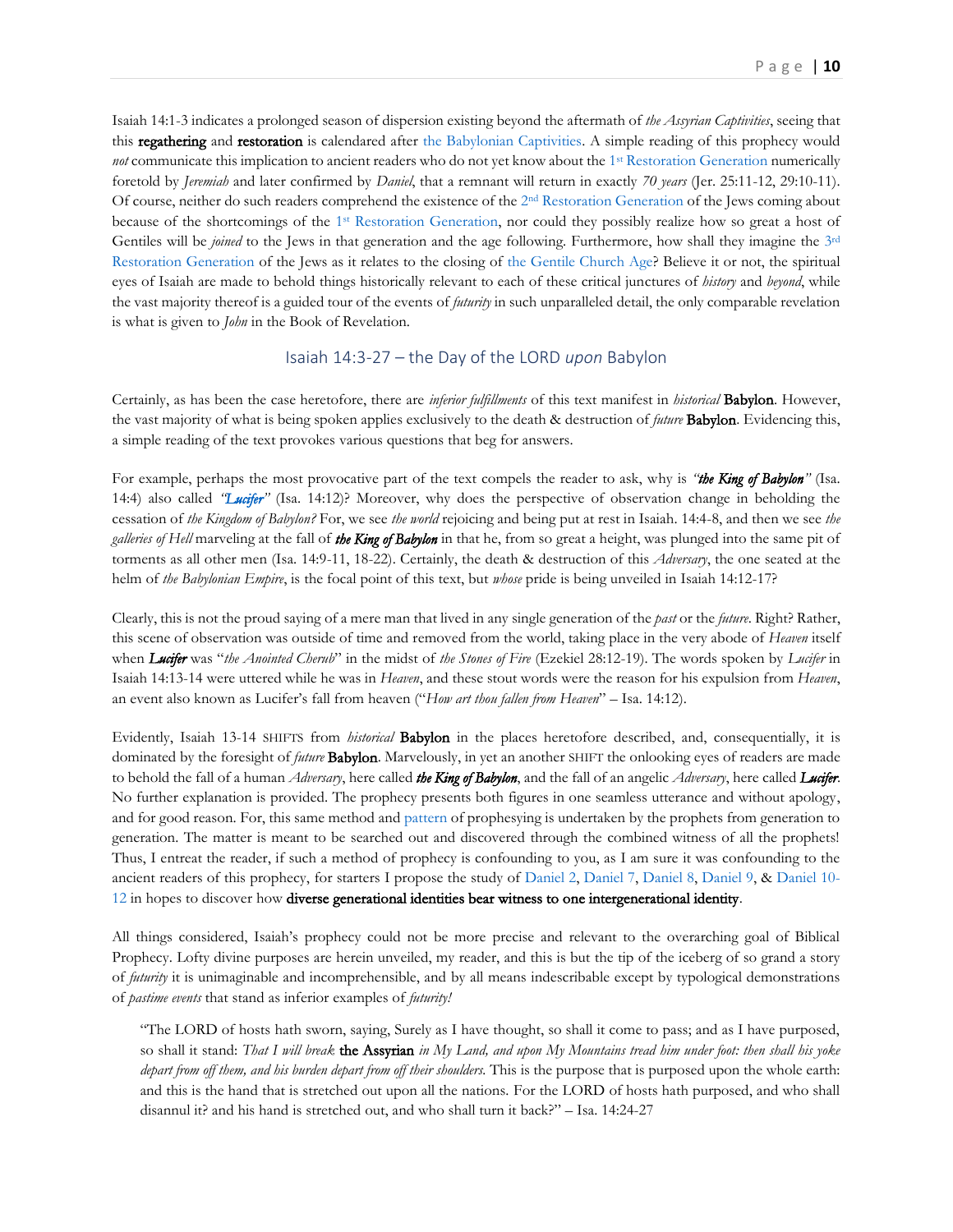Isaiah 14:1-3 indicates a prolonged season of dispersion existing beyond the aftermath of *the Assyrian Captivities*, seeing that this **regathering** and **restoration** is calendared after the Babylonian Captivities. A simple reading of this prophecy would *not* communicate this implication to ancient readers who do not yet know about the 1st Restoration Generation numerically foretold by *Jeremiah* and later confirmed by *Daniel*, that a remnant will return in exactly *70 years* (Jer. 25:11-12, 29:10-11). Of course, neither do such readers comprehend the existence of the 2nd Restoration Generation of the Jews coming about because of the shortcomings of the 1st Restoration Generation, nor could they possibly realize how so great a host of Gentiles will be *joined* to the Jews in that generation and the age following. Furthermore, how shall they imagine the 3rd Restoration Generation of the Jews as it relates to the closing of the Gentile Church Age? Believe it or not, the spiritual eyes of Isaiah are made to behold things historically relevant to each of these critical junctures of *history* and *beyond*, while the vast majority thereof is a guided tour of the events of *futurity* in such unparalleled detail, the only comparable revelation is what is given to *John* in the Book of Revelation.

## Isaiah 14:3-27 – the Day of the LORD *upon* Babylon

Certainly, as has been the case heretofore, there are *inferior fulfillments* of this text manifest in *historical* **Babylon**. However, the vast majority of what is being spoken applies exclusively to the death & destruction of *future* **Babylon**. Evidencing this, a simple reading of the text provokes various questions that beg for answers.

For example, perhaps the most provocative part of the text compels the reader to ask, why is *"**the King of Babylon**"* (Isa. 14:4) also called *"**Lucifer**"* (Isa. 14:12)? Moreover, why does the perspective of observation change in beholding the cessation of *the Kingdom of Babylon?* For, we see *the world* rejoicing and being put at rest in Isaiah. 14:4-8, and then we see *the galleries of Hell* marveling at the fall of ***the King of Babylon*** in that he, from so great a height, was plunged into the same pit of torments as all other men (Isa. 14:9-11, 18-22). Certainly, the death & destruction of this *Adversary*, the one seated at the helm of *the Babylonian Empire*, is the focal point of this text, but *whose* pride is being unveiled in Isaiah 14:12-17?

Clearly, this is not the proud saying of a mere man that lived in any single generation of the *past* or the *future*. Right? Rather, this scene of observation was outside of time and removed from the world, taking place in the very abode of *Heaven* itself when ***Lucifer*** was "*the Anointed Cherub*" in the midst of *the Stones of Fire* (Ezekiel 28:12-19). The words spoken by *Lucifer* in Isaiah 14:13-14 were uttered while he was in *Heaven*, and these stout words were the reason for his expulsion from *Heaven*, an event also known as Lucifer's fall from heaven ("*How art thou fallen from Heaven*" – Isa. 14:12).

Evidently, Isaiah 13-14 SHIFTS from *historical* **Babylon** in the places heretofore described, and, consequentially, it is dominated by the foresight of *future* **Babylon**. Marvelously, in yet an another SHIFT the onlooking eyes of readers are made to behold the fall of a human *Adversary*, here called ***the King of Babylon***, and the fall of an angelic *Adversary*, here called ***Lucifer***. No further explanation is provided. The prophecy presents both figures in one seamless utterance and without apology, and for good reason. For, this same method and pattern of prophesying is undertaken by the prophets from generation to generation. The matter is meant to be searched out and discovered through the combined witness of all the prophets! Thus, I entreat the reader, if such a method of prophecy is confounding to you, as I am sure it was confounding to the ancient readers of this prophecy, for starters I propose the study of Daniel 2, Daniel 7, Daniel 8, Daniel 9, & Daniel 10-12 in hopes to discover how **diverse generational identities bear witness to one intergenerational identity**.

All things considered, Isaiah's prophecy could not be more precise and relevant to the overarching goal of Biblical Prophecy. Lofty divine purposes are herein unveiled, my reader, and this is but the tip of the iceberg of so grand a story of *futurity* it is unimaginable and incomprehensible, and by all means indescribable except by typological demonstrations of *pastime events* that stand as inferior examples of *futurity!*

> "The LORD of hosts hath sworn, saying, Surely as I have thought, so shall it come to pass; and as I have purposed, so shall it stand: *That I will break* **the Assyrian** *in My Land, and upon My Mountains tread him under foot: then shall his yoke depart from off them, and his burden depart from off their shoulders.* This is the purpose that is purposed upon the whole earth: and this is the hand that is stretched out upon all the nations. For the LORD of hosts hath purposed, and who shall disannul it? and his hand is stretched out, and who shall turn it back?" – Isa. 14:24-27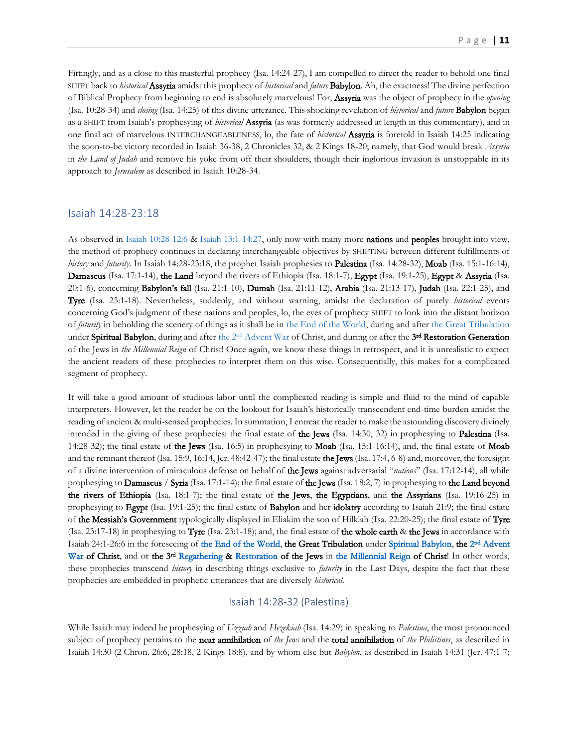Fittingly, and as a close to this masterful prophecy (Isa. 14:24-27), I am compelled to direct the reader to behold one final SHIFT back to *historical* **Assyria** amidst this prophecy of *historical* and *future* **Babylon**. Ah, the exactness! The divine perfection of Biblical Prophecy from beginning to end is absolutely marvelous! For, **Assyria** was the object of prophecy in the *opening* (Isa. 10:28-34) and *closing* (Isa. 14:25) of this divine utterance. This shocking revelation of *historical* and *future* **Babylon** began as a SHIFT from Isaiah's prophesying of *historical* **Assyria** (as was formerly addressed at length in this commentary), and in one final act of marvelous INTERCHANGEABLENESS, lo, the fate of *historical* **Assyria** is foretold in Isaiah 14:25 indicating the soon-to-be victory recorded in Isaiah 36-38, 2 Chronicles 32, & 2 Kings 18-20; namely, that God would break *Assyria* in *the Land of Judah* and remove his yoke from off their shoulders, though their inglorious invasion is unstoppable in its approach to *Jerusalem* as described in Isaiah 10:28-34.

## Isaiah 14:28-23:18

As observed in Isaiah 10:28-12:6 & Isaiah 13:1-14:27, only now with many more **nations** and **peoples** brought into view, the method of prophecy continues in declaring interchangeable objectives by SHIFTING between different fulfillments of *history* and *futurity*. In Isaiah 14:28-23:18, the prophet Isaiah prophesies to **Palestina** (Isa. 14:28-32), **Moab** (Isa. 15:1-16:14), **Damascus** (Isa. 17:1-14), **the Land** beyond the rivers of Ethiopia (Isa. 18:1-7), **Egypt** (Isa. 19:1-25), **Egypt** & **Assyria** (Isa. 20:1-6), concerning **Babylon's fall** (Isa. 21:1-10), **Dumah** (Isa. 21:11-12), **Arabia** (Isa. 21:13-17), **Judah** (Isa. 22:1-25), and **Tyre** (Isa. 23:1-18). Nevertheless, suddenly, and without warning, amidst the declaration of purely *historical* events concerning God's judgment of these nations and peoples, lo, the eyes of prophecy SHIFT to look into the distant horizon of *futurity* in beholding the scenery of things as it shall be in the End of the World, during and after the Great Tribulation under **Spiritual Babylon**, during and after the 2nd Advent War of Christ, and during or after the **3rd Restoration Generation** of the Jews in *the Millennial Reign* of Christ! Once again, we know these things in retrospect, and it is unrealistic to expect the ancient readers of these prophecies to interpret them on this wise. Consequentially, this makes for a complicated segment of prophecy.

It will take a good amount of studious labor until the complicated reading is simple and fluid to the mind of capable interpreters. However, let the reader be on the lookout for Isaiah's historically transcendent end-time burden amidst the reading of ancient & multi-sensed prophecies. In summation, I entreat the reader to make the astounding discovery divinely intended in the giving of these prophecies: the final estate of **the Jews** (Isa. 14:30, 32) in prophesying to **Palestina** (Isa. 14:28-32); the final estate of **the Jews** (Isa. 16:5) in prophesying to **Moab** (Isa. 15:1-16:14), and, the final estate of **Moab** and the remnant thereof (Isa. 15:9, 16:14, Jer. 48:42-47); the final estate **the Jews** (Isa. 17:4, 6-8) and, moreover, the foresight of a divine intervention of miraculous defense on behalf of **the Jews** against adversarial "*nations*" (Isa. 17:12-14), all while prophesying to **Damascus** / **Syria** (Isa. 17:1-14); the final estate of **the Jews** (Isa. 18:2, 7) in prophesying to **the Land beyond the rivers of Ethiopia** (Isa. 18:1-7); the final estate of **the Jews**, **the Egyptians**, and **the Assyrians** (Isa. 19:16-25) in prophesying to **Egypt** (Isa. 19:1-25); the final estate of **Babylon** and her **idolatry** according to Isaiah 21:9; the final estate of **the Messiah's Government** typologically displayed in Eliakim the son of Hilkiah (Isa. 22:20-25); the final estate of **Tyre** (Isa. 23:17-18) in prophesying to **Tyre** (Isa. 23:1-18); and, the final estate of **the whole earth** & **the Jews** in accordance with Isaiah 24:1-26:6 in the foreseeing of the End of the World, **the Great Tribulation** under **Spiritual Babylon**, **the 2nd Advent War of Christ**, and or **the 3rd Regathering & Restoration of the Jews** in **the Millennial Reign of Christ**! In other words, these prophecies transcend *history* in describing things exclusive to *futurity* in the Last Days, despite the fact that these prophecies are embedded in prophetic utterances that are diversely *historical*.

### Isaiah 14:28-32 (Palestina)

While Isaiah may indeed be prophesying of *Uzziah* and *Hezekiah* (Isa. 14:29) in speaking to *Palestina*, the most pronounced subject of prophecy pertains to the **near annihilation** of *the Jews* and the **total annihilation** of *the Philistines*, as described in Isaiah 14:30 (2 Chron. 26:6, 28:18, 2 Kings 18:8), and by whom else but *Babylon*, as described in Isaiah 14:31 (Jer. 47:1-7;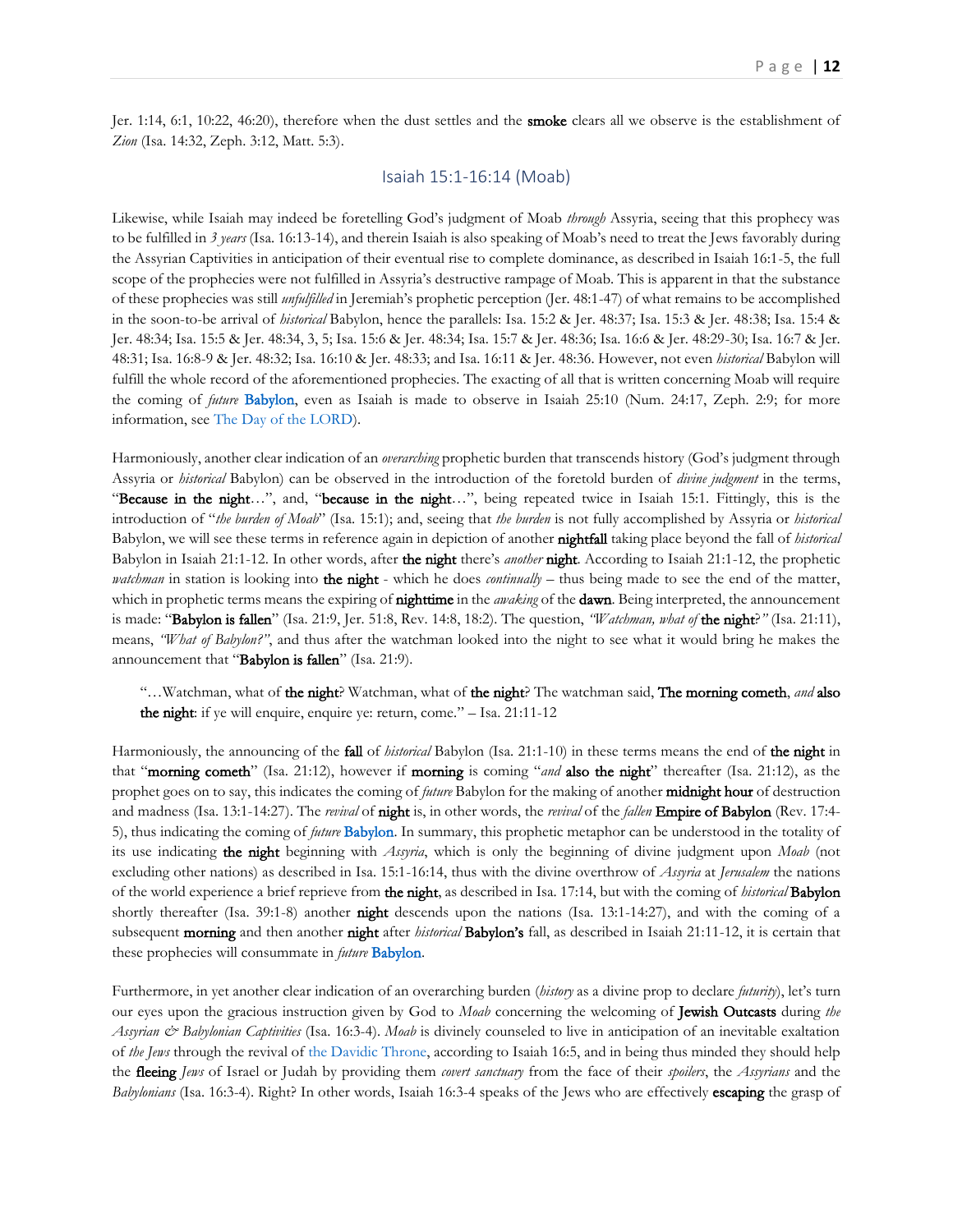Jer. 1:14, 6:1, 10:22, 46:20), therefore when the dust settles and the **smoke** clears all we observe is the establishment of *Zion* (Isa. 14:32, Zeph. 3:12, Matt. 5:3).

## Isaiah 15:1-16:14 (Moab)

Likewise, while Isaiah may indeed be foretelling God's judgment of Moab *through* Assyria, seeing that this prophecy was to be fulfilled in *3 years* (Isa. 16:13-14), and therein Isaiah is also speaking of Moab's need to treat the Jews favorably during the Assyrian Captivities in anticipation of their eventual rise to complete dominance, as described in Isaiah 16:1-5, the full scope of the prophecies were not fulfilled in Assyria's destructive rampage of Moab. This is apparent in that the substance of these prophecies was still *unfulfilled* in Jeremiah's prophetic perception (Jer. 48:1-47) of what remains to be accomplished in the soon-to-be arrival of *historical* Babylon, hence the parallels: Isa. 15:2 & Jer. 48:37; Isa. 15:3 & Jer. 48:38; Isa. 15:4 & Jer. 48:34; Isa. 15:5 & Jer. 48:34, 3, 5; Isa. 15:6 & Jer. 48:34; Isa. 15:7 & Jer. 48:36; Isa. 16:6 & Jer. 48:29-30; Isa. 16:7 & Jer. 48:31; Isa. 16:8-9 & Jer. 48:32; Isa. 16:10 & Jer. 48:33; and Isa. 16:11 & Jer. 48:36. However, not even *historical* Babylon will fulfill the whole record of the aforementioned prophecies. The exacting of all that is written concerning Moab will require the coming of *future* **Babylon**, even as Isaiah is made to observe in Isaiah 25:10 (Num. 24:17, Zeph. 2:9; for more information, see The Day of the LORD).

Harmoniously, another clear indication of an *overarching* prophetic burden that transcends history (God's judgment through Assyria or *historical* Babylon) can be observed in the introduction of the foretold burden of *divine judgment* in the terms, "**Because in the night**…", and, "**because in the night**…", being repeated twice in Isaiah 15:1. Fittingly, this is the introduction of "*the burden of Moab*" (Isa. 15:1); and, seeing that *the burden* is not fully accomplished by Assyria or *historical* Babylon, we will see these terms in reference again in depiction of another **nightfall** taking place beyond the fall of *historical* Babylon in Isaiah 21:1-12. In other words, after **the night** there's *another* **night**. According to Isaiah 21:1-12, the prophetic *watchman* in station is looking into **the night** - which he does *continually* – thus being made to see the end of the matter, which in prophetic terms means the expiring of **nighttime** in the *awaking* of the **dawn**. Being interpreted, the announcement is made: "**Babylon is fallen**" (Isa. 21:9, Jer. 51:8, Rev. 14:8, 18:2). The question, *"Watchman, what of* **the night**?*"* (Isa. 21:11), means, *"What of Babylon?"*, and thus after the watchman looked into the night to see what it would bring he makes the announcement that "**Babylon is fallen**" (Isa. 21:9).

> "…Watchman, what of **the night**? Watchman, what of **the night**? The watchman said, **The morning cometh**, *and* **also the night**: if ye will enquire, enquire ye: return, come." – Isa. 21:11-12

Harmoniously, the announcing of the **fall** of *historical* Babylon (Isa. 21:1-10) in these terms means the end of **the night** in that "**morning cometh**" (Isa. 21:12), however if **morning** is coming "*and* **also the night**" thereafter (Isa. 21:12), as the prophet goes on to say, this indicates the coming of *future* Babylon for the making of another **midnight hour** of destruction and madness (Isa. 13:1-14:27). The *revival* of **night** is, in other words, the *revival* of the *fallen* **Empire of Babylon** (Rev. 17:4-5), thus indicating the coming of *future* **Babylon**. In summary, this prophetic metaphor can be understood in the totality of its use indicating **the night** beginning with *Assyria*, which is only the beginning of divine judgment upon *Moab* (not excluding other nations) as described in Isa. 15:1-16:14, thus with the divine overthrow of *Assyria* at *Jerusalem* the nations of the world experience a brief reprieve from **the night**, as described in Isa. 17:14, but with the coming of *historical* **Babylon** shortly thereafter (Isa. 39:1-8) another **night** descends upon the nations (Isa. 13:1-14:27), and with the coming of a subsequent **morning** and then another **night** after *historical* **Babylon's** fall, as described in Isaiah 21:11-12, it is certain that these prophecies will consummate in *future* **Babylon**.

Furthermore, in yet another clear indication of an overarching burden (*history* as a divine prop to declare *futurity*), let's turn our eyes upon the gracious instruction given by God to *Moab* concerning the welcoming of **Jewish Outcasts** during *the Assyrian & Babylonian Captivities* (Isa. 16:3-4). *Moab* is divinely counseled to live in anticipation of an inevitable exaltation of *the Jews* through the revival of the Davidic Throne, according to Isaiah 16:5, and in being thus minded they should help the **fleeing** *Jews* of Israel or Judah by providing them *covert sanctuary* from the face of their *spoilers*, the *Assyrians* and the *Babylonians* (Isa. 16:3-4). Right? In other words, Isaiah 16:3-4 speaks of the Jews who are effectively **escaping** the grasp of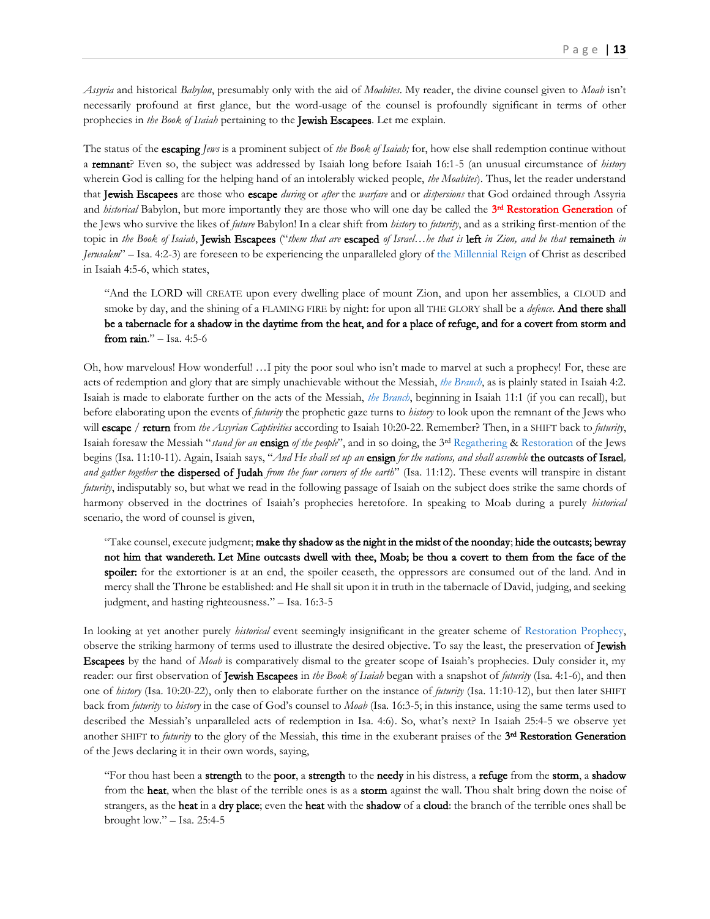*Assyria* and historical *Babylon*, presumably only with the aid of *Moabites*. My reader, the divine counsel given to *Moab* isn't necessarily profound at first glance, but the word-usage of the counsel is profoundly significant in terms of other prophecies in *the Book of Isaiah* pertaining to the **Jewish Escapees**. Let me explain.

The status of the **escaping** *Jews* is a prominent subject of *the Book of Isaiah;* for, how else shall redemption continue without a **remnant**? Even so, the subject was addressed by Isaiah long before Isaiah 16:1-5 (an unusual circumstance of *history* wherein God is calling for the helping hand of an intolerably wicked people, *the Moabites*). Thus, let the reader understand that **Jewish Escapees** are those who **escape** *during* or *after* the *warfare* and or *dispersions* that God ordained through Assyria and *historical* Babylon, but more importantly they are those who will one day be called the **3rd Restoration Generation** of the Jews who survive the likes of *future* Babylon! In a clear shift from *history* to *futurity*, and as a striking first-mention of the topic in *the Book of Isaiah*, **Jewish Escapees** ("*them that are* **escaped** *of Israel…he that is* **left** *in Zion, and he that* **remaineth** *in Jerusalem*" – Isa. 4:2-3) are foreseen to be experiencing the unparalleled glory of the Millennial Reign of Christ as described in Isaiah 4:5-6, which states,

> "And the LORD will CREATE upon every dwelling place of mount Zion, and upon her assemblies, a CLOUD and smoke by day, and the shining of a FLAMING FIRE by night: for upon all THE GLORY shall be a *defence*. **And there shall be a tabernacle for a shadow in the daytime from the heat, and for a place of refuge, and for a covert from storm and from rain**." – Isa. 4:5-6

Oh, how marvelous! How wonderful! …I pity the poor soul who isn't made to marvel at such a prophecy! For, these are acts of redemption and glory that are simply unachievable without the Messiah, *the Branch*, as is plainly stated in Isaiah 4:2. Isaiah is made to elaborate further on the acts of the Messiah, *the Branch*, beginning in Isaiah 11:1 (if you can recall), but before elaborating upon the events of *futurity* the prophetic gaze turns to *history* to look upon the remnant of the Jews who will **escape** / **return** from *the Assyrian Captivities* according to Isaiah 10:20-22. Remember? Then, in a SHIFT back to *futurity*, Isaiah foresaw the Messiah "*stand for an* **ensign** *of the people*", and in so doing, the 3rd Regathering & Restoration of the Jews begins (Isa. 11:10-11). Again, Isaiah says, "*And He shall set up an* **ensign** *for the nations, and shall assemble* **the outcasts of Israel**, *and gather together* **the dispersed of Judah** *from the four corners of the earth*" (Isa. 11:12). These events will transpire in distant *futurity*, indisputably so, but what we read in the following passage of Isaiah on the subject does strike the same chords of harmony observed in the doctrines of Isaiah's prophecies heretofore. In speaking to Moab during a purely *historical* scenario, the word of counsel is given,

> "Take counsel, execute judgment; **make thy shadow as the night in the midst of the noonday**; **hide the outcasts; bewray not him that wandereth. Let Mine outcasts dwell with thee, Moab; be thou a covert to them from the face of the spoiler:** for the extortioner is at an end, the spoiler ceaseth, the oppressors are consumed out of the land. And in mercy shall the Throne be established: and He shall sit upon it in truth in the tabernacle of David, judging, and seeking judgment, and hasting righteousness." – Isa. 16:3-5

In looking at yet another purely *historical* event seemingly insignificant in the greater scheme of Restoration Prophecy, observe the striking harmony of terms used to illustrate the desired objective. To say the least, the preservation of **Jewish Escapees** by the hand of *Moab* is comparatively dismal to the greater scope of Isaiah's prophecies. Duly consider it, my reader: our first observation of **Jewish Escapees** in *the Book of Isaiah* began with a snapshot of *futurity* (Isa. 4:1-6), and then one of *history* (Isa. 10:20-22), only then to elaborate further on the instance of *futurity* (Isa. 11:10-12), but then later SHIFT back from *futurity* to *history* in the case of God's counsel to *Moab* (Isa. 16:3-5; in this instance, using the same terms used to described the Messiah's unparalleled acts of redemption in Isa. 4:6). So, what's next? In Isaiah 25:4-5 we observe yet another SHIFT to *futurity* to the glory of the Messiah, this time in the exuberant praises of the **3rd Restoration Generation** of the Jews declaring it in their own words, saying,

> "For thou hast been a **strength** to the **poor**, a **strength** to the **needy** in his distress, a **refuge** from the **storm**, a **shadow** from the **heat**, when the blast of the terrible ones is as a **storm** against the wall. Thou shalt bring down the noise of strangers, as the **heat** in a **dry place**; even the **heat** with the **shadow** of a **cloud**: the branch of the terrible ones shall be brought low." – Isa. 25:4-5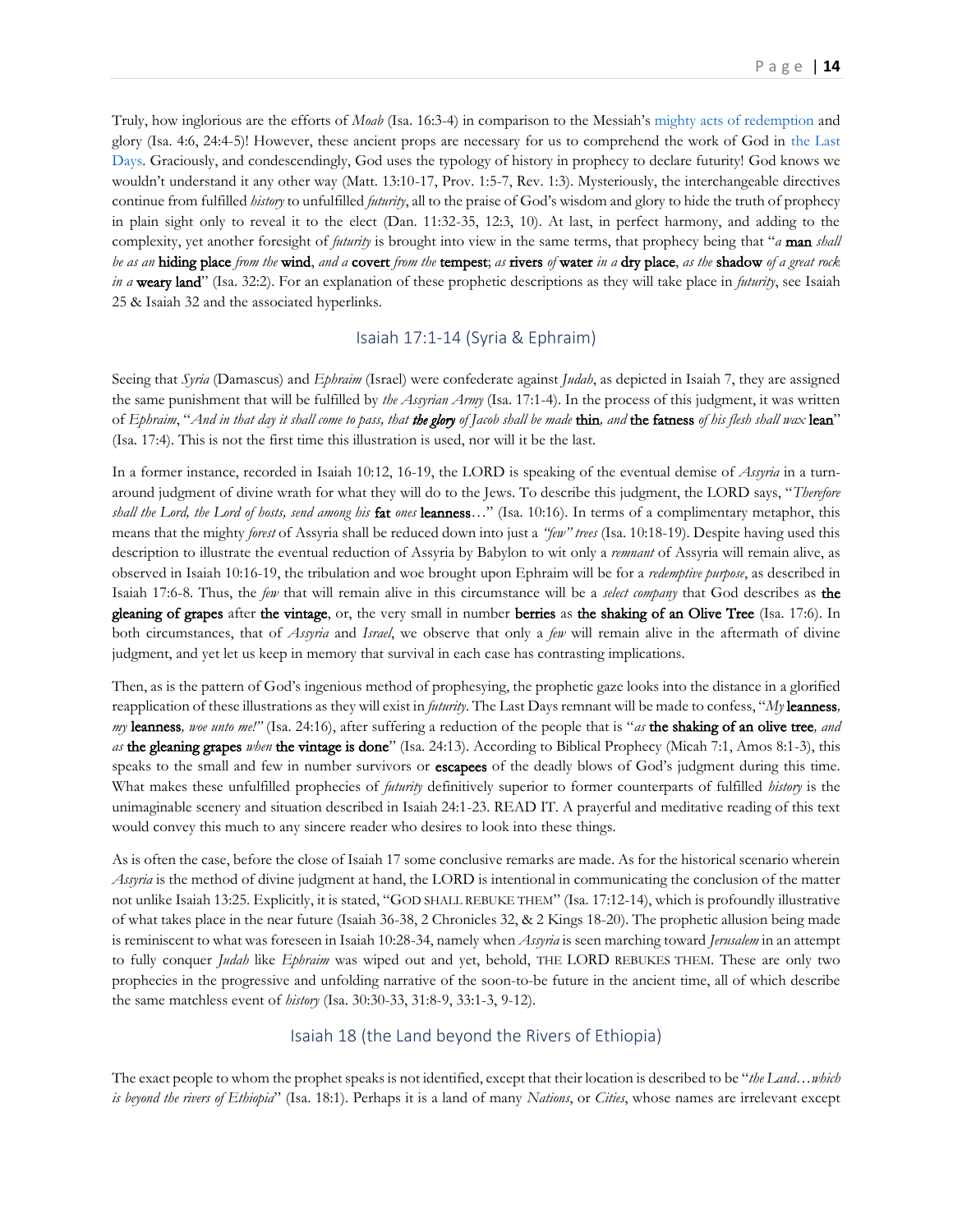Truly, how inglorious are the efforts of *Moab* (Isa. 16:3-4) in comparison to the Messiah's mighty acts of redemption and glory (Isa. 4:6, 24:4-5)! However, these ancient props are necessary for us to comprehend the work of God in the Last Days. Graciously, and condescendingly, God uses the typology of history in prophecy to declare futurity! God knows we wouldn't understand it any other way (Matt. 13:10-17, Prov. 1:5-7, Rev. 1:3). Mysteriously, the interchangeable directives continue from fulfilled *history* to unfulfilled *futurity*, all to the praise of God's wisdom and glory to hide the truth of prophecy in plain sight only to reveal it to the elect (Dan. 11:32-35, 12:3, 10). At last, in perfect harmony, and adding to the complexity, yet another foresight of *futurity* is brought into view in the same terms, that prophecy being that "*a* **man** *shall be as an* **hiding place** *from the* **wind**, *and a* **covert** *from the* **tempest**; *as* **rivers** *of* **water** *in a* **dry place**, *as the* **shadow** *of a great rock in a* **weary land**" (Isa. 32:2). For an explanation of these prophetic descriptions as they will take place in *futurity*, see Isaiah 25 & Isaiah 32 and the associated hyperlinks.

## Isaiah 17:1-14 (Syria & Ephraim)

Seeing that *Syria* (Damascus) and *Ephraim* (Israel) were confederate against *Judah*, as depicted in Isaiah 7, they are assigned the same punishment that will be fulfilled by *the Assyrian Army* (Isa. 17:1-4). In the process of this judgment, it was written of *Ephraim*, "*And in that day it shall come to pass, that* ***the glory*** *of Jacob shall be made* **thin***, and* **the fatness** *of his flesh shall wax* **lean**" (Isa. 17:4). This is not the first time this illustration is used, nor will it be the last.

In a former instance, recorded in Isaiah 10:12, 16-19, the LORD is speaking of the eventual demise of *Assyria* in a turn-around judgment of divine wrath for what they will do to the Jews. To describe this judgment, the LORD says, "*Therefore shall the Lord, the Lord of hosts, send among his* **fat** *ones* **leanness**…" (Isa. 10:16). In terms of a complimentary metaphor, this means that the mighty *forest* of Assyria shall be reduced down into just a *"few" trees* (Isa. 10:18-19). Despite having used this description to illustrate the eventual reduction of Assyria by Babylon to wit only a *remnant* of Assyria will remain alive, as observed in Isaiah 10:16-19, the tribulation and woe brought upon Ephraim will be for a *redemptive purpose*, as described in Isaiah 17:6-8. Thus, the *few* that will remain alive in this circumstance will be a *select company* that God describes as **the gleaning of grapes** after **the vintage**, or, the very small in number **berries** as **the shaking of an Olive Tree** (Isa. 17:6). In both circumstances, that of *Assyria* and *Israel*, we observe that only a *few* will remain alive in the aftermath of divine judgment, and yet let us keep in memory that survival in each case has contrasting implications.

Then, as is the pattern of God's ingenious method of prophesying, the prophetic gaze looks into the distance in a glorified reapplication of these illustrations as they will exist in *futurity*. The Last Days remnant will be made to confess, "*My* **leanness***, my* **leanness***, woe unto me!"* (Isa. 24:16), after suffering a reduction of the people that is "*as* **the shaking of an olive tree***, and as* **the gleaning grapes** *when* **the vintage is done**" (Isa. 24:13). According to Biblical Prophecy (Micah 7:1, Amos 8:1-3), this speaks to the small and few in number survivors or **escapees** of the deadly blows of God's judgment during this time. What makes these unfulfilled prophecies of *futurity* definitively superior to former counterparts of fulfilled *history* is the unimaginable scenery and situation described in Isaiah 24:1-23. READ IT. A prayerful and meditative reading of this text would convey this much to any sincere reader who desires to look into these things.

As is often the case, before the close of Isaiah 17 some conclusive remarks are made. As for the historical scenario wherein *Assyria* is the method of divine judgment at hand, the LORD is intentional in communicating the conclusion of the matter not unlike Isaiah 13:25. Explicitly, it is stated, "GOD SHALL REBUKE THEM" (Isa. 17:12-14), which is profoundly illustrative of what takes place in the near future (Isaiah 36-38, 2 Chronicles 32, & 2 Kings 18-20). The prophetic allusion being made is reminiscent to what was foreseen in Isaiah 10:28-34, namely when *Assyria* is seen marching toward *Jerusalem* in an attempt to fully conquer *Judah* like *Ephraim* was wiped out and yet, behold, THE LORD REBUKES THEM. These are only two prophecies in the progressive and unfolding narrative of the soon-to-be future in the ancient time, all of which describe the same matchless event of *history* (Isa. 30:30-33, 31:8-9, 33:1-3, 9-12).

## Isaiah 18 (the Land beyond the Rivers of Ethiopia)

The exact people to whom the prophet speaks is not identified, except that their location is described to be "*the Land…which is beyond the rivers of Ethiopia*" (Isa. 18:1). Perhaps it is a land of many *Nations*, or *Cities*, whose names are irrelevant except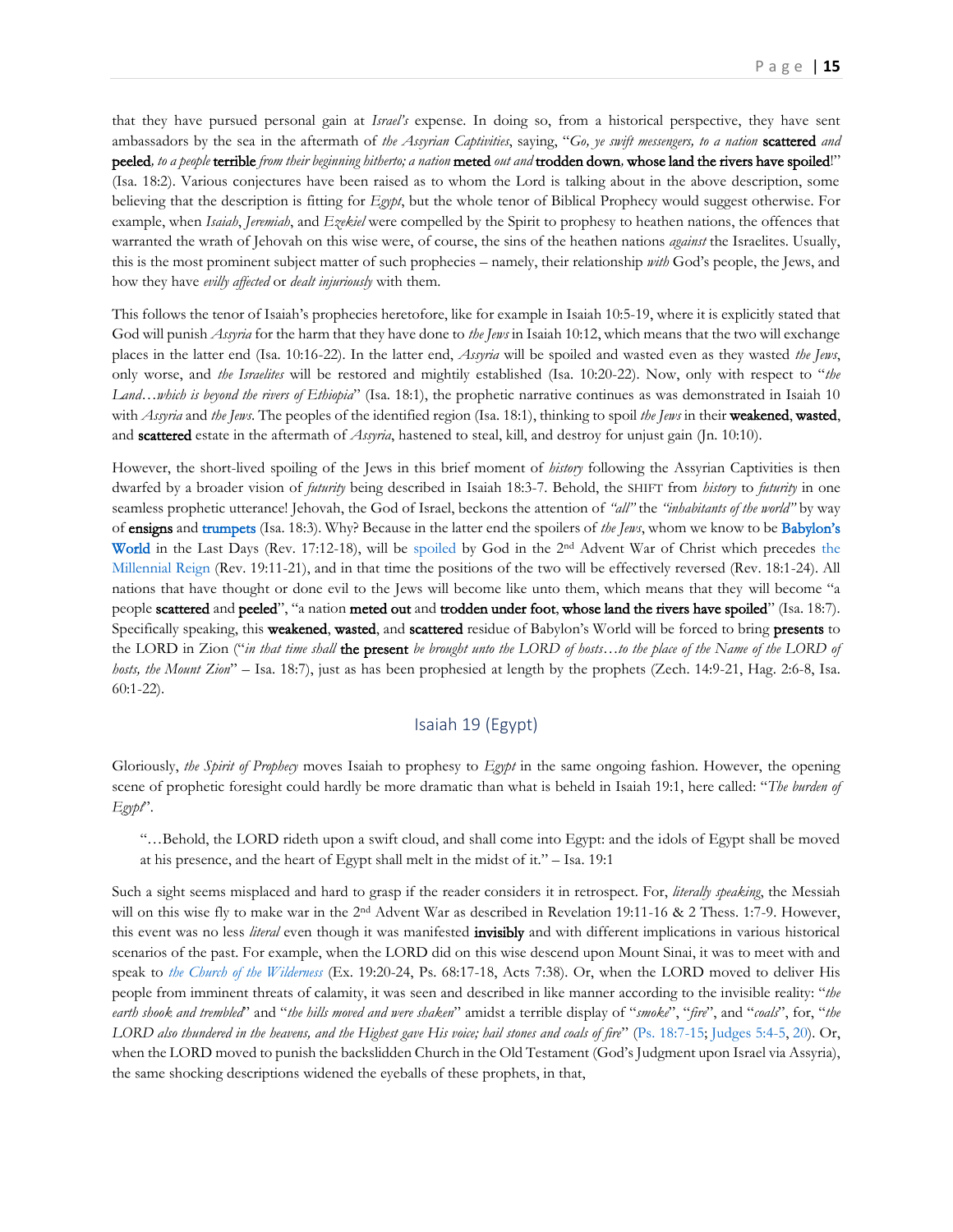that they have pursued personal gain at *Israel's* expense. In doing so, from a historical perspective, they have sent ambassadors by the sea in the aftermath of *the Assyrian Captivities*, saying, "*Go, ye swift messengers, to a nation* **scattered** *and* **peeled***, to a people* **terrible** *from their beginning hitherto; a nation* **meted** *out and* **trodden down**, **whose land the rivers have spoiled**!" (Isa. 18:2). Various conjectures have been raised as to whom the Lord is talking about in the above description, some believing that the description is fitting for *Egypt*, but the whole tenor of Biblical Prophecy would suggest otherwise. For example, when *Isaiah*, *Jeremiah*, and *Ezekiel* were compelled by the Spirit to prophesy to heathen nations, the offences that warranted the wrath of Jehovah on this wise were, of course, the sins of the heathen nations *against* the Israelites. Usually, this is the most prominent subject matter of such prophecies – namely, their relationship *with* God's people, the Jews, and how they have *evilly affected* or *dealt injuriously* with them.

This follows the tenor of Isaiah's prophecies heretofore, like for example in Isaiah 10:5-19, where it is explicitly stated that God will punish *Assyria* for the harm that they have done to *the Jews* in Isaiah 10:12, which means that the two will exchange places in the latter end (Isa. 10:16-22). In the latter end, *Assyria* will be spoiled and wasted even as they wasted *the Jews*, only worse, and *the Israelites* will be restored and mightily established (Isa. 10:20-22). Now, only with respect to "*the Land…which is beyond the rivers of Ethiopia*" (Isa. 18:1), the prophetic narrative continues as was demonstrated in Isaiah 10 with *Assyria* and *the Jews*. The peoples of the identified region (Isa. 18:1), thinking to spoil *the Jews* in their **weakened**, **wasted**, and **scattered** estate in the aftermath of *Assyria*, hastened to steal, kill, and destroy for unjust gain (Jn. 10:10).

However, the short-lived spoiling of the Jews in this brief moment of *history* following the Assyrian Captivities is then dwarfed by a broader vision of *futurity* being described in Isaiah 18:3-7. Behold, the SHIFT from *history* to *futurity* in one seamless prophetic utterance! Jehovah, the God of Israel, beckons the attention of *"all"* the *"inhabitants of the world"* by way of **ensigns** and **trumpets** (Isa. 18:3). Why? Because in the latter end the spoilers of *the Jews*, whom we know to be **Babylon's World** in the Last Days (Rev. 17:12-18), will be spoiled by God in the 2nd Advent War of Christ which precedes the Millennial Reign (Rev. 19:11-21), and in that time the positions of the two will be effectively reversed (Rev. 18:1-24). All nations that have thought or done evil to the Jews will become like unto them, which means that they will become "a people **scattered** and **peeled**", "a nation **meted out** and **trodden under foot**, **whose land the rivers have spoiled**" (Isa. 18:7). Specifically speaking, this **weakened**, **wasted**, and **scattered** residue of Babylon's World will be forced to bring **presents** to the LORD in Zion ("*in that time shall* **the present** *be brought unto the LORD of hosts…to the place of the Name of the LORD of hosts, the Mount Zion*" – Isa. 18:7), just as has been prophesied at length by the prophets (Zech. 14:9-21, Hag. 2:6-8, Isa. 60:1-22).

## Isaiah 19 (Egypt)

Gloriously, *the Spirit of Prophecy* moves Isaiah to prophesy to *Egypt* in the same ongoing fashion. However, the opening scene of prophetic foresight could hardly be more dramatic than what is beheld in Isaiah 19:1, here called: "*The burden of Egypt*".

> "…Behold, the LORD rideth upon a swift cloud, and shall come into Egypt: and the idols of Egypt shall be moved at his presence, and the heart of Egypt shall melt in the midst of it." – Isa. 19:1

Such a sight seems misplaced and hard to grasp if the reader considers it in retrospect. For, *literally speaking*, the Messiah will on this wise fly to make war in the 2nd Advent War as described in Revelation 19:11-16 & 2 Thess. 1:7-9. However, this event was no less *literal* even though it was manifested **invisibly** and with different implications in various historical scenarios of the past. For example, when the LORD did on this wise descend upon Mount Sinai, it was to meet with and speak to *the Church of the Wilderness* (Ex. 19:20-24, Ps. 68:17-18, Acts 7:38). Or, when the LORD moved to deliver His people from imminent threats of calamity, it was seen and described in like manner according to the invisible reality: "*the earth shook and trembled*" and "*the hills moved and were shaken*" amidst a terrible display of "*smoke*", "*fire*", and "*coals*", for, "*the LORD also thundered in the heavens, and the Highest gave His voice; hail stones and coals of fire*" (Ps. 18:7-15; Judges 5:4-5, 20). Or, when the LORD moved to punish the backslidden Church in the Old Testament (God's Judgment upon Israel via Assyria), the same shocking descriptions widened the eyeballs of these prophets, in that,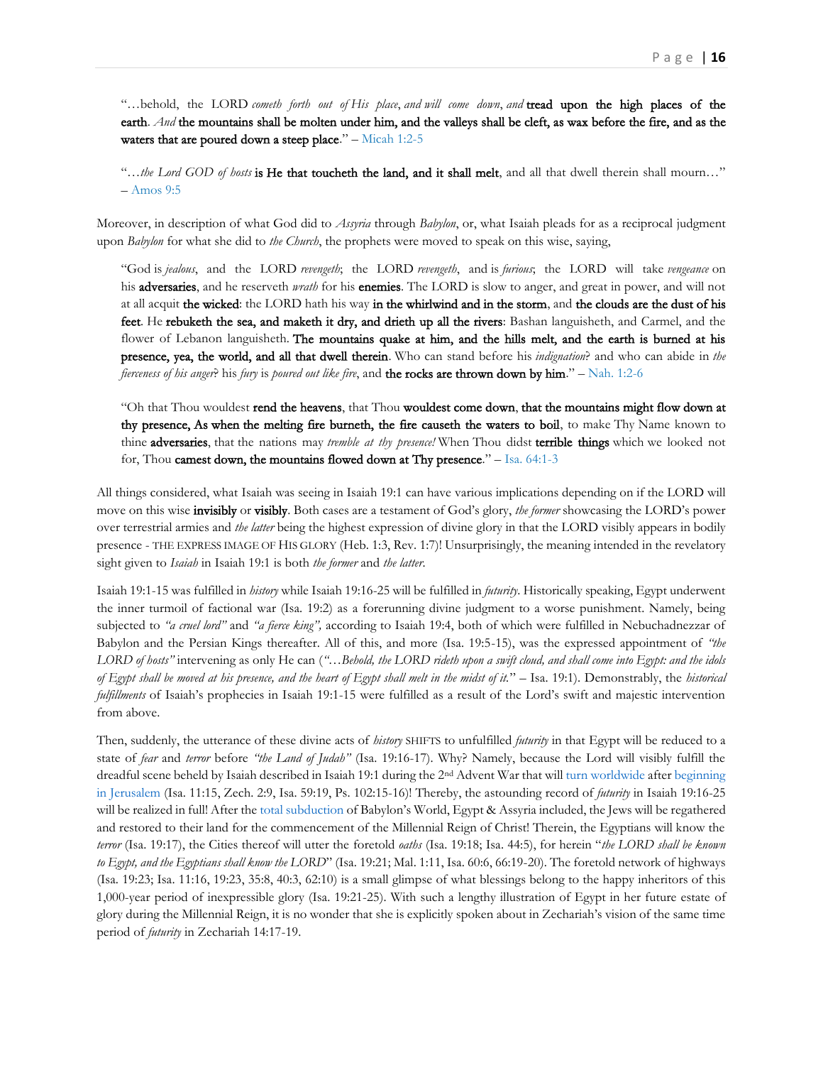"…behold, the LORD *cometh forth out of His place*, *and will come down*, *and* **tread upon the high places of the earth**. *And* **the mountains shall be molten under him, and the valleys shall be cleft, as wax before the fire, and as the waters that are poured down a steep place**." – Micah 1:2-5

"…*the Lord GOD of hosts* **is He that toucheth the land, and it shall melt**, and all that dwell therein shall mourn…" – Amos 9:5

Moreover, in description of what God did to *Assyria* through *Babylon*, or, what Isaiah pleads for as a reciprocal judgment upon *Babylon* for what she did to *the Church*, the prophets were moved to speak on this wise, saying,

"God is *jealous*, and the LORD *revengeth*; the LORD *revengeth*, and is *furious*; the LORD will take *vengeance* on his **adversaries**, and he reserveth *wrath* for his **enemies**. The LORD is slow to anger, and great in power, and will not at all acquit **the wicked**: the LORD hath his way **in the whirlwind and in the storm**, and **the clouds are the dust of his feet**. He **rebuketh the sea, and maketh it dry, and drieth up all the rivers**: Bashan languisheth, and Carmel, and the flower of Lebanon languisheth. **The mountains quake at him, and the hills melt, and the earth is burned at his presence, yea, the world, and all that dwell therein**. Who can stand before his *indignation*? and who can abide in *the fierceness of his anger*? his *fury* is *poured out like fire*, and **the rocks are thrown down by him**." – Nah. 1:2-6

"Oh that Thou wouldest **rend the heavens**, that Thou **wouldest come down**, **that the mountains might flow down at thy presence, As when the melting fire burneth, the fire causeth the waters to boil**, to make Thy Name known to thine **adversaries**, that the nations may *tremble at thy presence!* When Thou didst **terrible things** which we looked not for, Thou **camest down, the mountains flowed down at Thy presence**." – Isa. 64:1-3

All things considered, what Isaiah was seeing in Isaiah 19:1 can have various implications depending on if the LORD will move on this wise **invisibly** or **visibly**. Both cases are a testament of God's glory, *the former* showcasing the LORD's power over terrestrial armies and *the latter* being the highest expression of divine glory in that the LORD visibly appears in bodily presence - THE EXPRESS IMAGE OF HIS GLORY (Heb. 1:3, Rev. 1:7)! Unsurprisingly, the meaning intended in the revelatory sight given to *Isaiah* in Isaiah 19:1 is both *the former* and *the latter*.

Isaiah 19:1-15 was fulfilled in *history* while Isaiah 19:16-25 will be fulfilled in *futurity*. Historically speaking, Egypt underwent the inner turmoil of factional war (Isa. 19:2) as a forerunning divine judgment to a worse punishment. Namely, being subjected to *"a cruel lord"* and *"a fierce king"*, according to Isaiah 19:4, both of which were fulfilled in Nebuchadnezzar of Babylon and the Persian Kings thereafter. All of this, and more (Isa. 19:5-15), was the expressed appointment of *"the LORD of hosts"* intervening as only He can (*"…Behold, the LORD rideth upon a swift cloud, and shall come into Egypt: and the idols of Egypt shall be moved at his presence, and the heart of Egypt shall melt in the midst of it.*" – Isa. 19:1). Demonstrably, the *historical fulfillments* of Isaiah's prophecies in Isaiah 19:1-15 were fulfilled as a result of the Lord's swift and majestic intervention from above.

Then, suddenly, the utterance of these divine acts of *history* SHIFTS to unfulfilled *futurity* in that Egypt will be reduced to a state of *fear* and *terror* before *"the Land of Judah"* (Isa. 19:16-17). Why? Namely, because the Lord will visibly fulfill the dreadful scene beheld by Isaiah described in Isaiah 19:1 during the 2nd Advent War that will turn worldwide after beginning in Jerusalem (Isa. 11:15, Zech. 2:9, Isa. 59:19, Ps. 102:15-16)! Thereby, the astounding record of *futurity* in Isaiah 19:16-25 will be realized in full! After the total subduction of Babylon's World, Egypt & Assyria included, the Jews will be regathered and restored to their land for the commencement of the Millennial Reign of Christ! Therein, the Egyptians will know the *terror* (Isa. 19:17), the Cities thereof will utter the foretold *oaths* (Isa. 19:18; Isa. 44:5), for herein "*the LORD shall be known to Egypt, and the Egyptians shall know the LORD*" (Isa. 19:21; Mal. 1:11, Isa. 60:6, 66:19-20). The foretold network of highways (Isa. 19:23; Isa. 11:16, 19:23, 35:8, 40:3, 62:10) is a small glimpse of what blessings belong to the happy inheritors of this 1,000-year period of inexpressible glory (Isa. 19:21-25). With such a lengthy illustration of Egypt in her future estate of glory during the Millennial Reign, it is no wonder that she is explicitly spoken about in Zechariah's vision of the same time period of *futurity* in Zechariah 14:17-19.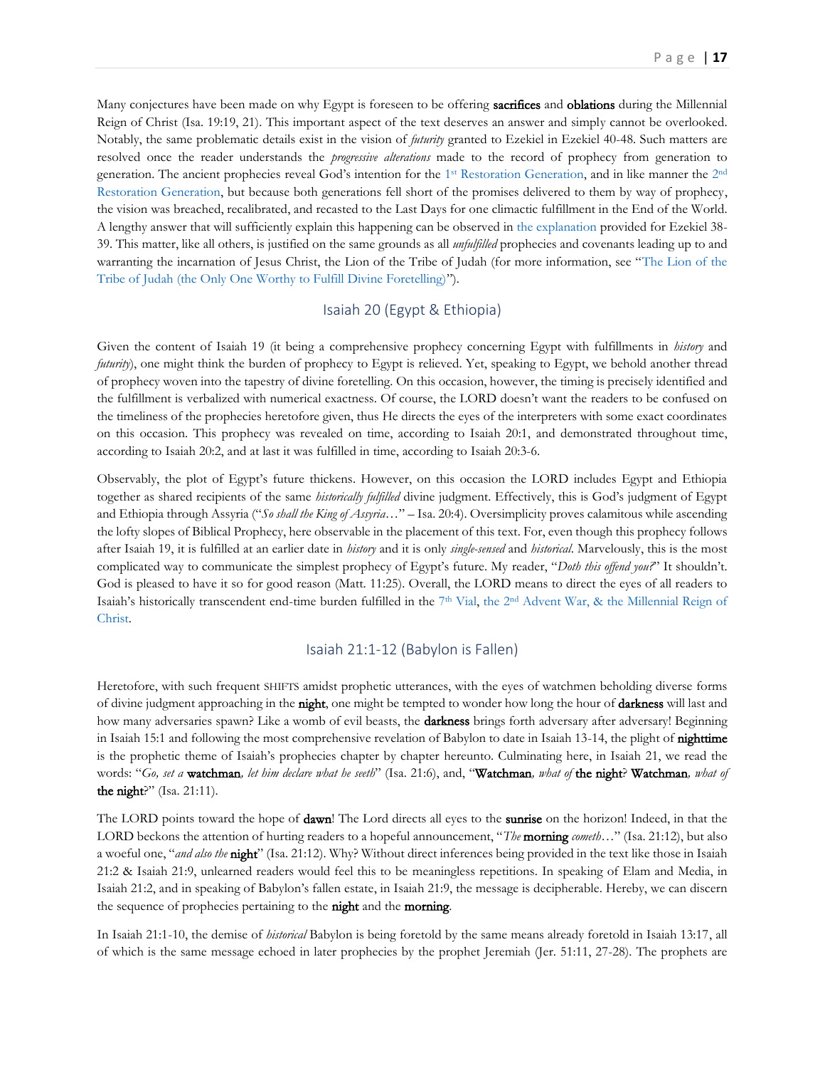Many conjectures have been made on why Egypt is foreseen to be offering **sacrifices** and **oblations** during the Millennial Reign of Christ (Isa. 19:19, 21). This important aspect of the text deserves an answer and simply cannot be overlooked. Notably, the same problematic details exist in the vision of *futurity* granted to Ezekiel in Ezekiel 40-48. Such matters are resolved once the reader understands the *progressive alterations* made to the record of prophecy from generation to generation. The ancient prophecies reveal God's intention for the 1st Restoration Generation, and in like manner the 2nd Restoration Generation, but because both generations fell short of the promises delivered to them by way of prophecy, the vision was breached, recalibrated, and recasted to the Last Days for one climactic fulfillment in the End of the World. A lengthy answer that will sufficiently explain this happening can be observed in the explanation provided for Ezekiel 38-39. This matter, like all others, is justified on the same grounds as all *unfulfilled* prophecies and covenants leading up to and warranting the incarnation of Jesus Christ, the Lion of the Tribe of Judah (for more information, see "The Lion of the Tribe of Judah (the Only One Worthy to Fulfill Divine Foretelling)").

## Isaiah 20 (Egypt & Ethiopia)

Given the content of Isaiah 19 (it being a comprehensive prophecy concerning Egypt with fulfillments in *history* and *futurity*), one might think the burden of prophecy to Egypt is relieved. Yet, speaking to Egypt, we behold another thread of prophecy woven into the tapestry of divine foretelling. On this occasion, however, the timing is precisely identified and the fulfillment is verbalized with numerical exactness. Of course, the LORD doesn't want the readers to be confused on the timeliness of the prophecies heretofore given, thus He directs the eyes of the interpreters with some exact coordinates on this occasion. This prophecy was revealed on time, according to Isaiah 20:1, and demonstrated throughout time, according to Isaiah 20:2, and at last it was fulfilled in time, according to Isaiah 20:3-6.

Observably, the plot of Egypt's future thickens. However, on this occasion the LORD includes Egypt and Ethiopia together as shared recipients of the same *historically fulfilled* divine judgment. Effectively, this is God's judgment of Egypt and Ethiopia through Assyria ("*So shall the King of Assyria*…" – Isa. 20:4). Oversimplicity proves calamitous while ascending the lofty slopes of Biblical Prophecy, here observable in the placement of this text. For, even though this prophecy follows after Isaiah 19, it is fulfilled at an earlier date in *history* and it is only *single-sensed* and *historical*. Marvelously, this is the most complicated way to communicate the simplest prophecy of Egypt's future. My reader, "*Doth this offend you?*" It shouldn't. God is pleased to have it so for good reason (Matt. 11:25). Overall, the LORD means to direct the eyes of all readers to Isaiah's historically transcendent end-time burden fulfilled in the 7th Vial, the 2nd Advent War, & the Millennial Reign of Christ.

## Isaiah 21:1-12 (Babylon is Fallen)

Heretofore, with such frequent SHIFTS amidst prophetic utterances, with the eyes of watchmen beholding diverse forms of divine judgment approaching in the **night**, one might be tempted to wonder how long the hour of **darkness** will last and how many adversaries spawn? Like a womb of evil beasts, the **darkness** brings forth adversary after adversary! Beginning in Isaiah 15:1 and following the most comprehensive revelation of Babylon to date in Isaiah 13-14, the plight of **nighttime** is the prophetic theme of Isaiah's prophecies chapter by chapter hereunto. Culminating here, in Isaiah 21, we read the words: "*Go, set a* **watchman**, *let him declare what he seeth*" (Isa. 21:6), and, "**Watchman**, *what of* **the night**? **Watchman**, *what of* **the night**?" (Isa. 21:11).

The LORD points toward the hope of **dawn**! The Lord directs all eyes to the **sunrise** on the horizon! Indeed, in that the LORD beckons the attention of hurting readers to a hopeful announcement, "*The* **morning** *cometh*…" (Isa. 21:12), but also a woeful one, "*and also the* **night**" (Isa. 21:12). Why? Without direct inferences being provided in the text like those in Isaiah 21:2 & Isaiah 21:9, unlearned readers would feel this to be meaningless repetitions. In speaking of Elam and Media, in Isaiah 21:2, and in speaking of Babylon's fallen estate, in Isaiah 21:9, the message is decipherable. Hereby, we can discern the sequence of prophecies pertaining to the **night** and the **morning**.

In Isaiah 21:1-10, the demise of *historical* Babylon is being foretold by the same means already foretold in Isaiah 13:17, all of which is the same message echoed in later prophecies by the prophet Jeremiah (Jer. 51:11, 27-28). The prophets are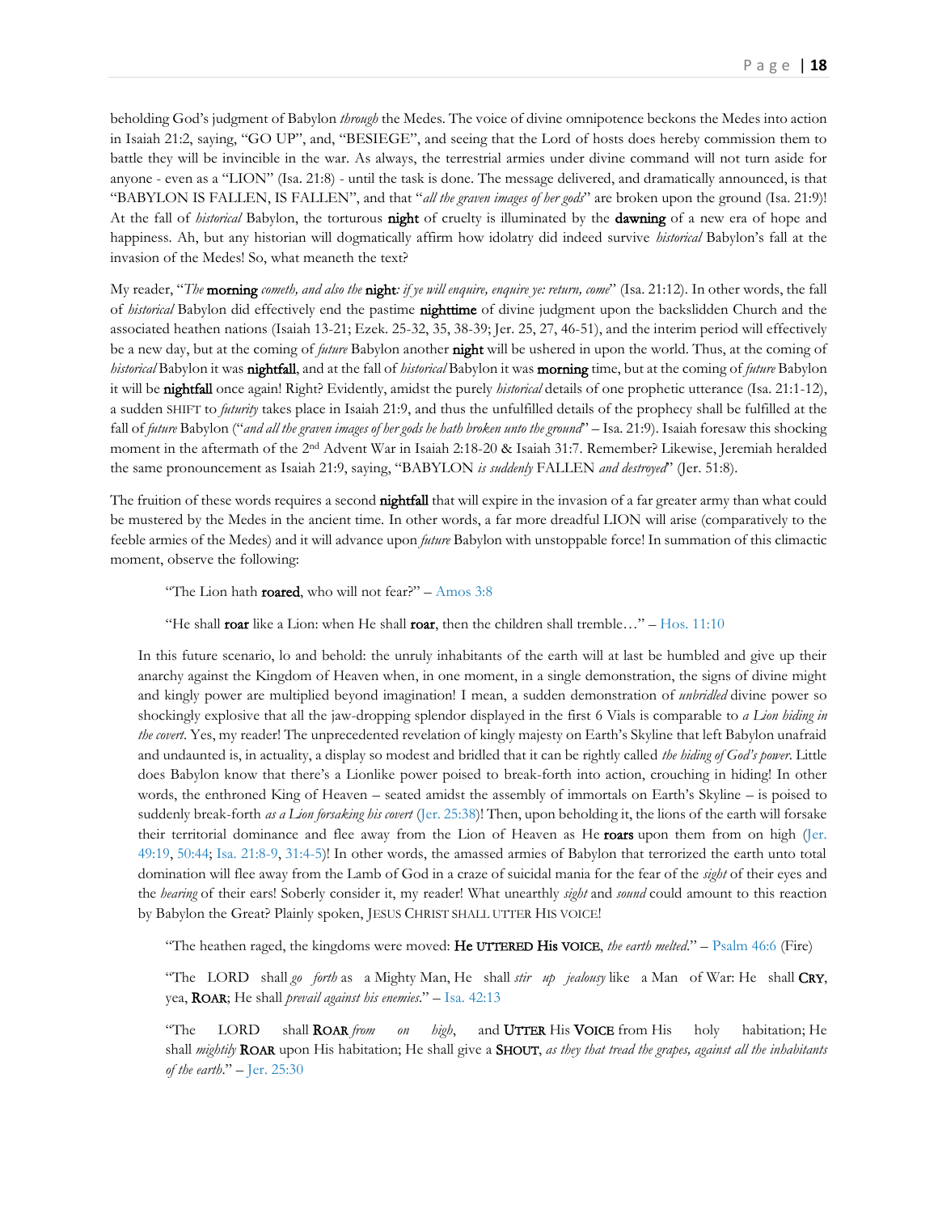beholding God's judgment of Babylon *through* the Medes. The voice of divine omnipotence beckons the Medes into action in Isaiah 21:2, saying, "GO UP", and, "BESIEGE", and seeing that the Lord of hosts does hereby commission them to battle they will be invincible in the war. As always, the terrestrial armies under divine command will not turn aside for anyone - even as a "LION" (Isa. 21:8) - until the task is done. The message delivered, and dramatically announced, is that "BABYLON IS FALLEN, IS FALLEN", and that "*all the graven images of her gods*" are broken upon the ground (Isa. 21:9)! At the fall of *historical* Babylon, the torturous **night** of cruelty is illuminated by the **dawning** of a new era of hope and happiness. Ah, but any historian will dogmatically affirm how idolatry did indeed survive *historical* Babylon's fall at the invasion of the Medes! So, what meaneth the text?

My reader, "*The* **morning** *cometh, and also the* **night***: if ye will enquire, enquire ye: return, come*" (Isa. 21:12). In other words, the fall of *historical* Babylon did effectively end the pastime **nighttime** of divine judgment upon the backslidden Church and the associated heathen nations (Isaiah 13-21; Ezek. 25-32, 35, 38-39; Jer. 25, 27, 46-51), and the interim period will effectively be a new day, but at the coming of *future* Babylon another **night** will be ushered in upon the world. Thus, at the coming of *historical* Babylon it was **nightfall**, and at the fall of *historical* Babylon it was **morning** time, but at the coming of *future* Babylon it will be **nightfall** once again! Right? Evidently, amidst the purely *historical* details of one prophetic utterance (Isa. 21:1-12), a sudden SHIFT to *futurity* takes place in Isaiah 21:9, and thus the unfulfilled details of the prophecy shall be fulfilled at the fall of *future* Babylon ("*and all the graven images of her gods he hath broken unto the ground*" – Isa. 21:9). Isaiah foresaw this shocking moment in the aftermath of the 2nd Advent War in Isaiah 2:18-20 & Isaiah 31:7. Remember? Likewise, Jeremiah heralded the same pronouncement as Isaiah 21:9, saying, "BABYLON *is suddenly* FALLEN *and destroyed*" (Jer. 51:8).

The fruition of these words requires a second **nightfall** that will expire in the invasion of a far greater army than what could be mustered by the Medes in the ancient time. In other words, a far more dreadful LION will arise (comparatively to the feeble armies of the Medes) and it will advance upon *future* Babylon with unstoppable force! In summation of this climactic moment, observe the following:

> "The Lion hath **roared**, who will not fear?" – Amos 3:8
>
> "He shall **roar** like a Lion: when He shall **roar**, then the children shall tremble…" – Hos. 11:10

> In this future scenario, lo and behold: the unruly inhabitants of the earth will at last be humbled and give up their anarchy against the Kingdom of Heaven when, in one moment, in a single demonstration, the signs of divine might and kingly power are multiplied beyond imagination! I mean, a sudden demonstration of *unbridled* divine power so shockingly explosive that all the jaw-dropping splendor displayed in the first 6 Vials is comparable to *a Lion hiding in the covert*. Yes, my reader! The unprecedented revelation of kingly majesty on Earth's Skyline that left Babylon unafraid and undaunted is, in actuality, a display so modest and bridled that it can be rightly called *the hiding of God's power*. Little does Babylon know that there's a Lionlike power poised to break-forth into action, crouching in hiding! In other words, the enthroned King of Heaven – seated amidst the assembly of immortals on Earth's Skyline – is poised to suddenly break-forth *as a Lion forsaking his covert* (Jer. 25:38)! Then, upon beholding it, the lions of the earth will forsake their territorial dominance and flee away from the Lion of Heaven as He **roars** upon them from on high (Jer. 49:19, 50:44; Isa. 21:8-9, 31:4-5)! In other words, the amassed armies of Babylon that terrorized the earth unto total domination will flee away from the Lamb of God in a craze of suicidal mania for the fear of the *sight* of their eyes and the *hearing* of their ears! Soberly consider it, my reader! What unearthly *sight* and *sound* could amount to this reaction by Babylon the Great? Plainly spoken, JESUS CHRIST SHALL UTTER HIS VOICE!

> "The heathen raged, the kingdoms were moved: **He UTTERED His VOICE**, *the earth melted*." – Psalm 46:6 (Fire)
>
> "The LORD shall *go forth* as a Mighty Man, He shall *stir up jealousy* like a Man of War: He shall **CRY**, yea, **ROAR**; He shall *prevail against his enemies*." – Isa. 42:13
>
> "The LORD shall **ROAR** *from on high*, and **UTTER** His **VOICE** from His holy habitation; He shall *mightily* **ROAR** upon His habitation; He shall give a **SHOUT**, *as they that tread the grapes, against all the inhabitants of the earth*." – Jer. 25:30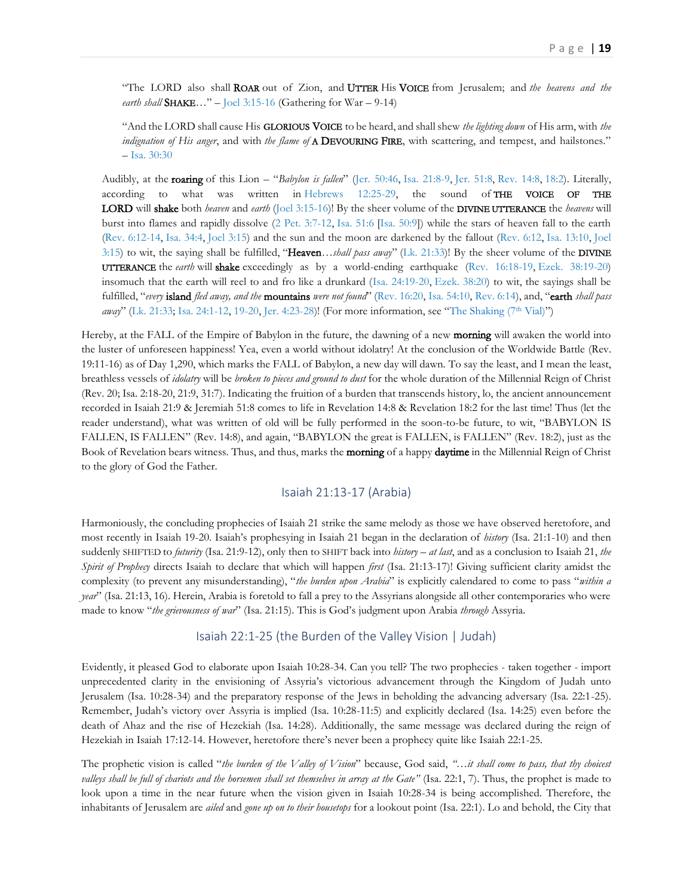> "The LORD also shall **ROAR** out of Zion, and **UTTER** His **VOICE** from Jerusalem; and *the heavens and the earth shall* **SHAKE**…" – Joel 3:15-16 (Gathering for War – 9-14)

> "And the LORD shall cause His **GLORIOUS VOICE** to be heard, and shall shew *the lighting down* of His arm, with *the indignation of His anger*, and with *the flame of* **A DEVOURING FIRE**, with scattering, and tempest, and hailstones." – Isa. 30:30

Audibly, at the **roaring** of this Lion – "*Babylon is fallen*" (Jer. 50:46, Isa. 21:8-9, Jer. 51:8, Rev. 14:8, 18:2). Literally, according to what was written in Hebrews 12:25-29, the sound of **THE VOICE OF THE LORD** will **shake** both *heaven* and *earth* (Joel 3:15-16)! By the sheer volume of the **DIVINE UTTERANCE** the *heavens* will burst into flames and rapidly dissolve (2 Pet. 3:7-12, Isa. 51:6 [Isa. 50:9]) while the stars of heaven fall to the earth (Rev. 6:12-14, Isa. 34:4, Joel 3:15) and the sun and the moon are darkened by the fallout (Rev. 6:12, Isa. 13:10, Joel 3:15) to wit, the saying shall be fulfilled, "**Heaven**…*shall pass away*" (Lk. 21:33)! By the sheer volume of the **DIVINE UTTERANCE** the *earth* will **shake** exceedingly as by a world-ending earthquake (Rev. 16:18-19, Ezek. 38:19-20) insomuch that the earth will reel to and fro like a drunkard (Isa. 24:19-20, Ezek. 38:20) to wit, the sayings shall be fulfilled, "*every* **island** *fled away, and the* **mountains** *were not found*" (Rev. 16:20, Isa. 54:10, Rev. 6:14), and, "**earth** *shall pass away*" (Lk. 21:33; Isa. 24:1-12, 19-20, Jer. 4:23-28)! (For more information, see "The Shaking (7th Vial)")

Hereby, at the FALL of the Empire of Babylon in the future, the dawning of a new **morning** will awaken the world into the luster of unforeseen happiness! Yea, even a world without idolatry! At the conclusion of the Worldwide Battle (Rev. 19:11-16) as of Day 1,290, which marks the FALL of Babylon, a new day will dawn. To say the least, and I mean the least, breathless vessels of *idolatry* will be *broken to pieces and ground to dust* for the whole duration of the Millennial Reign of Christ (Rev. 20; Isa. 2:18-20, 21:9, 31:7). Indicating the fruition of a burden that transcends history, lo, the ancient announcement recorded in Isaiah 21:9 & Jeremiah 51:8 comes to life in Revelation 14:8 & Revelation 18:2 for the last time! Thus (let the reader understand), what was written of old will be fully performed in the soon-to-be future, to wit, "BABYLON IS FALLEN, IS FALLEN" (Rev. 14:8), and again, "BABYLON the great is FALLEN, is FALLEN" (Rev. 18:2), just as the Book of Revelation bears witness. Thus, and thus, marks the **morning** of a happy **daytime** in the Millennial Reign of Christ to the glory of God the Father.

## Isaiah 21:13-17 (Arabia)

Harmoniously, the concluding prophecies of Isaiah 21 strike the same melody as those we have observed heretofore, and most recently in Isaiah 19-20. Isaiah's prophesying in Isaiah 21 began in the declaration of *history* (Isa. 21:1-10) and then suddenly SHIFTED to *futurity* (Isa. 21:9-12), only then to SHIFT back into *history* – *at last*, and as a conclusion to Isaiah 21, *the Spirit of Prophecy* directs Isaiah to declare that which will happen *first* (Isa. 21:13-17)! Giving sufficient clarity amidst the complexity (to prevent any misunderstanding), "*the burden upon Arabia*" is explicitly calendared to come to pass "*within a year*" (Isa. 21:13, 16). Herein, Arabia is foretold to fall a prey to the Assyrians alongside all other contemporaries who were made to know "*the grievousness of war*" (Isa. 21:15). This is God's judgment upon Arabia *through* Assyria.

## Isaiah 22:1-25 (the Burden of the Valley Vision | Judah)

Evidently, it pleased God to elaborate upon Isaiah 10:28-34. Can you tell? The two prophecies - taken together - import unprecedented clarity in the envisioning of Assyria's victorious advancement through the Kingdom of Judah unto Jerusalem (Isa. 10:28-34) and the preparatory response of the Jews in beholding the advancing adversary (Isa. 22:1-25). Remember, Judah's victory over Assyria is implied (Isa. 10:28-11:5) and explicitly declared (Isa. 14:25) even before the death of Ahaz and the rise of Hezekiah (Isa. 14:28). Additionally, the same message was declared during the reign of Hezekiah in Isaiah 17:12-14. However, heretofore there's never been a prophecy quite like Isaiah 22:1-25.

The prophetic vision is called "*the burden of the Valley of Vision*" because, God said, *"…it shall come to pass, that thy choicest valleys shall be full of chariots and the horsemen shall set themselves in array at the Gate"* (Isa. 22:1, 7). Thus, the prophet is made to look upon a time in the near future when the vision given in Isaiah 10:28-34 is being accomplished. Therefore, the inhabitants of Jerusalem are *ailed* and *gone up on to their housetops* for a lookout point (Isa. 22:1). Lo and behold, the City that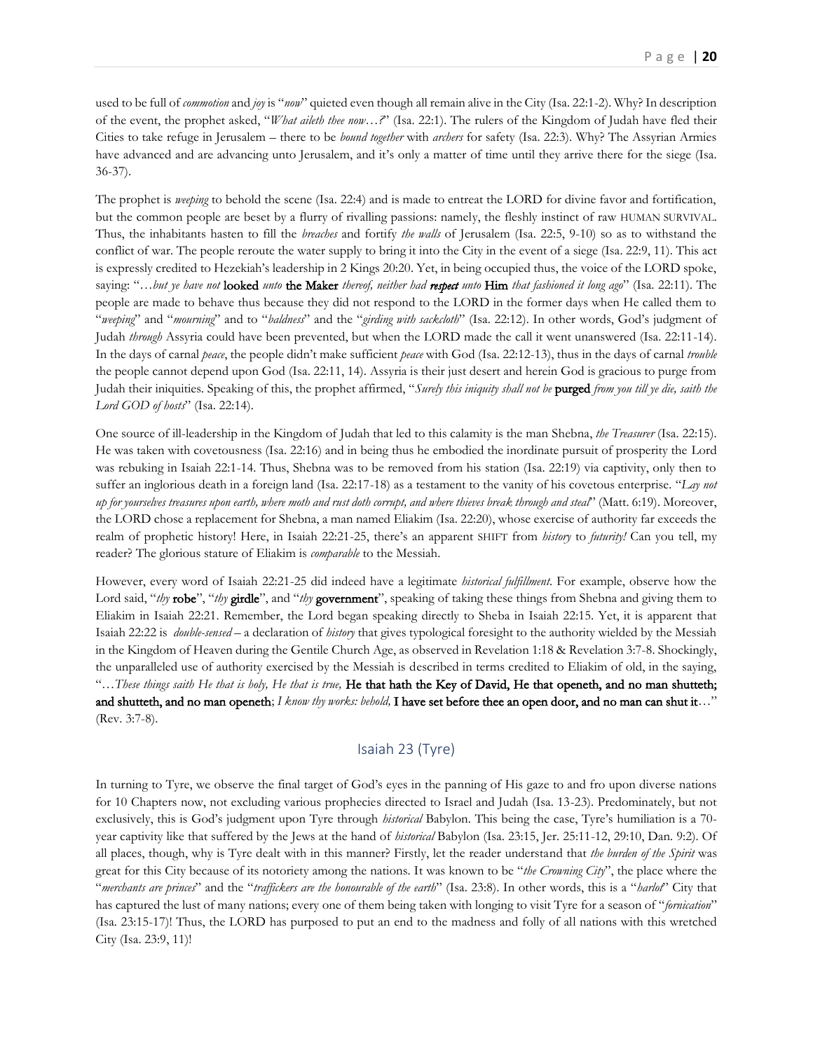used to be full of *commotion* and *joy* is "*now*" quieted even though all remain alive in the City (Isa. 22:1-2). Why? In description of the event, the prophet asked, "*What aileth thee now…?*" (Isa. 22:1). The rulers of the Kingdom of Judah have fled their Cities to take refuge in Jerusalem – there to be *bound together* with *archers* for safety (Isa. 22:3). Why? The Assyrian Armies have advanced and are advancing unto Jerusalem, and it's only a matter of time until they arrive there for the siege (Isa. 36-37).

The prophet is *weeping* to behold the scene (Isa. 22:4) and is made to entreat the LORD for divine favor and fortification, but the common people are beset by a flurry of rivalling passions: namely, the fleshly instinct of raw HUMAN SURVIVAL. Thus, the inhabitants hasten to fill the *breaches* and fortify *the walls* of Jerusalem (Isa. 22:5, 9-10) so as to withstand the conflict of war. The people reroute the water supply to bring it into the City in the event of a siege (Isa. 22:9, 11). This act is expressly credited to Hezekiah's leadership in 2 Kings 20:20. Yet, in being occupied thus, the voice of the LORD spoke, saying: "…*but ye have not* **looked** *unto* **the Maker** *thereof, neither had* ***respect*** *unto* **Him** *that fashioned it long ago*" (Isa. 22:11). The people are made to behave thus because they did not respond to the LORD in the former days when He called them to "*weeping*" and "*mourning*" and to "*baldness*" and the "*girding with sackcloth*" (Isa. 22:12). In other words, God's judgment of Judah *through* Assyria could have been prevented, but when the LORD made the call it went unanswered (Isa. 22:11-14). In the days of carnal *peace*, the people didn't make sufficient *peace* with God (Isa. 22:12-13), thus in the days of carnal *trouble* the people cannot depend upon God (Isa. 22:11, 14). Assyria is their just desert and herein God is gracious to purge from Judah their iniquities. Speaking of this, the prophet affirmed, "*Surely this iniquity shall not be* **purged** *from you till ye die, saith the Lord GOD of hosts*" (Isa. 22:14).

One source of ill-leadership in the Kingdom of Judah that led to this calamity is the man Shebna, *the Treasurer* (Isa. 22:15). He was taken with covetousness (Isa. 22:16) and in being thus he embodied the inordinate pursuit of prosperity the Lord was rebuking in Isaiah 22:1-14. Thus, Shebna was to be removed from his station (Isa. 22:19) via captivity, only then to suffer an inglorious death in a foreign land (Isa. 22:17-18) as a testament to the vanity of his covetous enterprise. "*Lay not up for yourselves treasures upon earth, where moth and rust doth corrupt, and where thieves break through and steal*" (Matt. 6:19). Moreover, the LORD chose a replacement for Shebna, a man named Eliakim (Isa. 22:20), whose exercise of authority far exceeds the realm of prophetic history! Here, in Isaiah 22:21-25, there's an apparent SHIFT from *history* to *futurity!* Can you tell, my reader? The glorious stature of Eliakim is *comparable* to the Messiah.

However, every word of Isaiah 22:21-25 did indeed have a legitimate *historical fulfillment*. For example, observe how the Lord said, "*thy* **robe**", "*thy* **girdle**", and "*thy* **government**", speaking of taking these things from Shebna and giving them to Eliakim in Isaiah 22:21. Remember, the Lord began speaking directly to Sheba in Isaiah 22:15. Yet, it is apparent that Isaiah 22:22 is *double-sensed* – a declaration of *history* that gives typological foresight to the authority wielded by the Messiah in the Kingdom of Heaven during the Gentile Church Age, as observed in Revelation 1:18 & Revelation 3:7-8. Shockingly, the unparalleled use of authority exercised by the Messiah is described in terms credited to Eliakim of old, in the saying, "…*These things saith He that is holy, He that is true,* **He that hath the Key of David, He that openeth, and no man shutteth; and shutteth, and no man openeth**; *I know thy works: behold,* **I have set before thee an open door, and no man can shut it**…" (Rev. 3:7-8).

## Isaiah 23 (Tyre)

In turning to Tyre, we observe the final target of God's eyes in the panning of His gaze to and fro upon diverse nations for 10 Chapters now, not excluding various prophecies directed to Israel and Judah (Isa. 13-23). Predominately, but not exclusively, this is God's judgment upon Tyre through *historical* Babylon. This being the case, Tyre's humiliation is a 70-year captivity like that suffered by the Jews at the hand of *historical* Babylon (Isa. 23:15, Jer. 25:11-12, 29:10, Dan. 9:2). Of all places, though, why is Tyre dealt with in this manner? Firstly, let the reader understand that *the burden of the Spirit* was great for this City because of its notoriety among the nations. It was known to be "*the Crowning City*", the place where the "*merchants are princes*" and the "*traffickers are the honourable of the earth*" (Isa. 23:8). In other words, this is a "*harlot*" City that has captured the lust of many nations; every one of them being taken with longing to visit Tyre for a season of "*fornication*" (Isa. 23:15-17)! Thus, the LORD has purposed to put an end to the madness and folly of all nations with this wretched City (Isa. 23:9, 11)!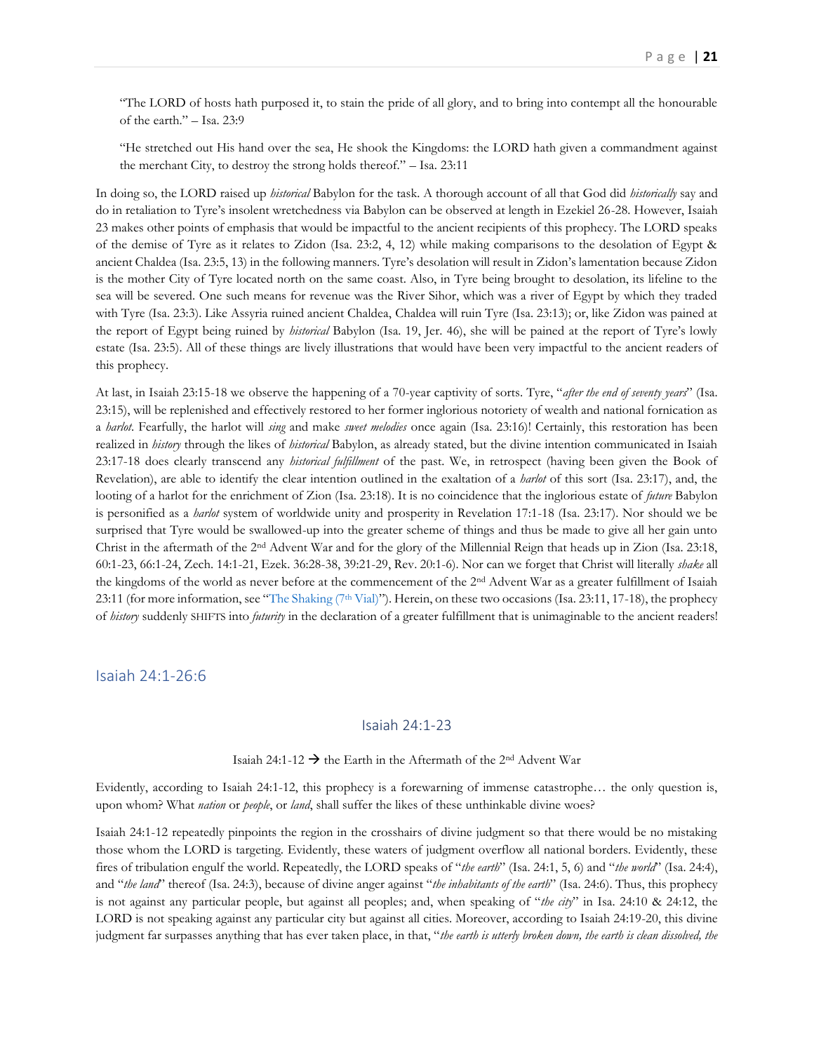"The LORD of hosts hath purposed it, to stain the pride of all glory, and to bring into contempt all the honourable of the earth." – Isa. 23:9

"He stretched out His hand over the sea, He shook the Kingdoms: the LORD hath given a commandment against the merchant City, to destroy the strong holds thereof." – Isa. 23:11

In doing so, the LORD raised up *historical* Babylon for the task. A thorough account of all that God did *historically* say and do in retaliation to Tyre's insolent wretchedness via Babylon can be observed at length in Ezekiel 26-28. However, Isaiah 23 makes other points of emphasis that would be impactful to the ancient recipients of this prophecy. The LORD speaks of the demise of Tyre as it relates to Zidon (Isa. 23:2, 4, 12) while making comparisons to the desolation of Egypt & ancient Chaldea (Isa. 23:5, 13) in the following manners. Tyre's desolation will result in Zidon's lamentation because Zidon is the mother City of Tyre located north on the same coast. Also, in Tyre being brought to desolation, its lifeline to the sea will be severed. One such means for revenue was the River Sihor, which was a river of Egypt by which they traded with Tyre (Isa. 23:3). Like Assyria ruined ancient Chaldea, Chaldea will ruin Tyre (Isa. 23:13); or, like Zidon was pained at the report of Egypt being ruined by *historical* Babylon (Isa. 19, Jer. 46), she will be pained at the report of Tyre's lowly estate (Isa. 23:5). All of these things are lively illustrations that would have been very impactful to the ancient readers of this prophecy.

At last, in Isaiah 23:15-18 we observe the happening of a 70-year captivity of sorts. Tyre, "*after the end of seventy years*" (Isa. 23:15), will be replenished and effectively restored to her former inglorious notoriety of wealth and national fornication as a *harlot*. Fearfully, the harlot will *sing* and make *sweet melodies* once again (Isa. 23:16)! Certainly, this restoration has been realized in *history* through the likes of *historical* Babylon, as already stated, but the divine intention communicated in Isaiah 23:17-18 does clearly transcend any *historical fulfillment* of the past. We, in retrospect (having been given the Book of Revelation), are able to identify the clear intention outlined in the exaltation of a *harlot* of this sort (Isa. 23:17), and, the looting of a harlot for the enrichment of Zion (Isa. 23:18). It is no coincidence that the inglorious estate of *future* Babylon is personified as a *harlot* system of worldwide unity and prosperity in Revelation 17:1-18 (Isa. 23:17). Nor should we be surprised that Tyre would be swallowed-up into the greater scheme of things and thus be made to give all her gain unto Christ in the aftermath of the 2nd Advent War and for the glory of the Millennial Reign that heads up in Zion (Isa. 23:18, 60:1-23, 66:1-24, Zech. 14:1-21, Ezek. 36:28-38, 39:21-29, Rev. 20:1-6). Nor can we forget that Christ will literally *shake* all the kingdoms of the world as never before at the commencement of the 2nd Advent War as a greater fulfillment of Isaiah 23:11 (for more information, see "The Shaking (7th Vial)"). Herein, on these two occasions (Isa. 23:11, 17-18), the prophecy of *history* suddenly SHIFTS into *futurity* in the declaration of a greater fulfillment that is unimaginable to the ancient readers!

## Isaiah 24:1-26:6

### Isaiah 24:1-23

Isaiah 24:1-12 → the Earth in the Aftermath of the 2nd Advent War

Evidently, according to Isaiah 24:1-12, this prophecy is a forewarning of immense catastrophe… the only question is, upon whom? What *nation* or *people*, or *land*, shall suffer the likes of these unthinkable divine woes?

Isaiah 24:1-12 repeatedly pinpoints the region in the crosshairs of divine judgment so that there would be no mistaking those whom the LORD is targeting. Evidently, these waters of judgment overflow all national borders. Evidently, these fires of tribulation engulf the world. Repeatedly, the LORD speaks of "*the earth*" (Isa. 24:1, 5, 6) and "*the world*" (Isa. 24:4), and "*the land*" thereof (Isa. 24:3), because of divine anger against "*the inhabitants of the earth*" (Isa. 24:6). Thus, this prophecy is not against any particular people, but against all peoples; and, when speaking of "*the city*" in Isa. 24:10 & 24:12, the LORD is not speaking against any particular city but against all cities. Moreover, according to Isaiah 24:19-20, this divine judgment far surpasses anything that has ever taken place, in that, "*the earth is utterly broken down, the earth is clean dissolved, the*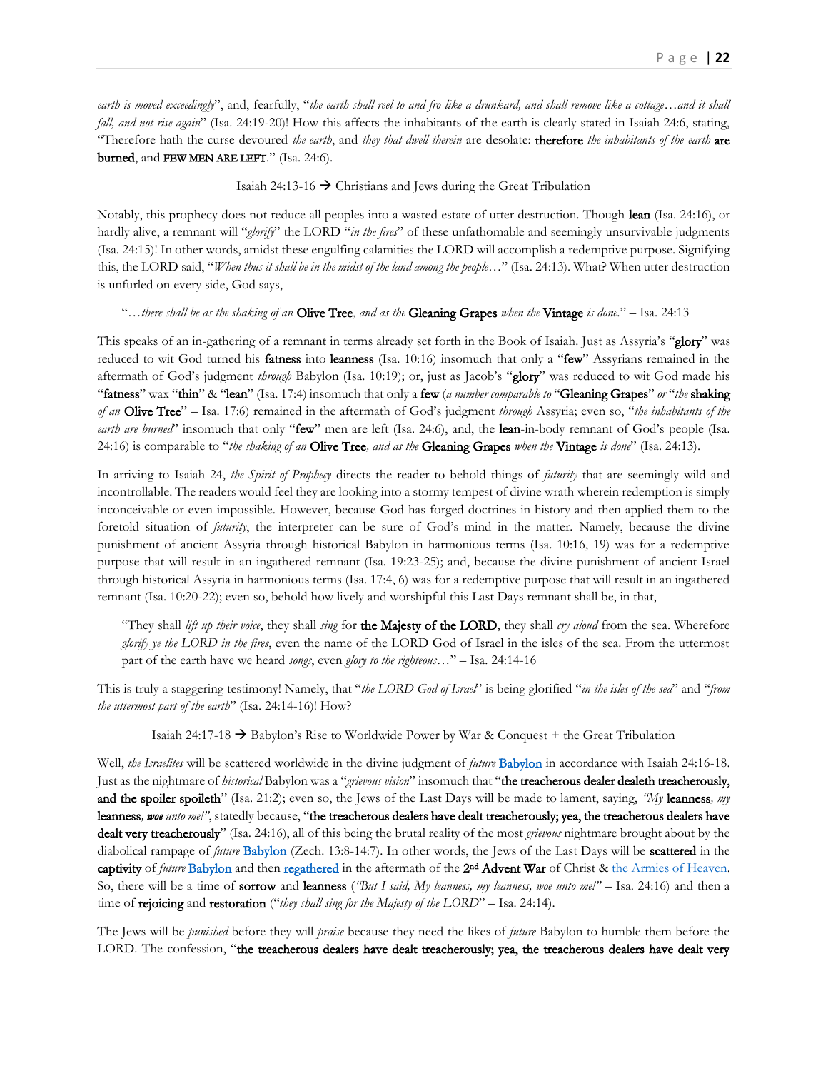*earth is moved exceedingly*", and, fearfully, "*the earth shall reel to and fro like a drunkard, and shall remove like a cottage…and it shall fall, and not rise again*" (Isa. 24:19-20)! How this affects the inhabitants of the earth is clearly stated in Isaiah 24:6, stating, "Therefore hath the curse devoured *the earth*, and *they that dwell therein* are desolate: **therefore** *the inhabitants of the earth* **are burned**, and **FEW MEN ARE LEFT**." (Isa. 24:6).

Isaiah 24:13-16 → Christians and Jews during the Great Tribulation

Notably, this prophecy does not reduce all peoples into a wasted estate of utter destruction. Though **lean** (Isa. 24:16), or hardly alive, a remnant will "*glorify*" the LORD "*in the fires*" of these unfathomable and seemingly unsurvivable judgments (Isa. 24:15)! In other words, amidst these engulfing calamities the LORD will accomplish a redemptive purpose. Signifying this, the LORD said, "*When thus it shall be in the midst of the land among the people*…" (Isa. 24:13). What? When utter destruction is unfurled on every side, God says,

> "…*there shall be as the shaking of an* **Olive Tree**, *and as the* **Gleaning Grapes** *when the* **Vintage** *is done*." – Isa. 24:13

This speaks of an in-gathering of a remnant in terms already set forth in the Book of Isaiah. Just as Assyria's "**glory**" was reduced to wit God turned his **fatness** into **leanness** (Isa. 10:16) insomuch that only a "**few**" Assyrians remained in the aftermath of God's judgment *through* Babylon (Isa. 10:19); or, just as Jacob's "**glory**" was reduced to wit God made his "**fatness**" wax "**thin**" & "**lean**" (Isa. 17:4) insomuch that only a **few** (*a number comparable to* "**Gleaning Grapes**" *or* "*the* **shaking** *of an* **Olive Tree**" – Isa. 17:6) remained in the aftermath of God's judgment *through* Assyria; even so, "*the inhabitants of the earth are burned*" insomuch that only "**few**" men are left (Isa. 24:6), and, the **lean**-in-body remnant of God's people (Isa. 24:16) is comparable to "*the shaking of an* **Olive Tree***, and as the* **Gleaning Grapes** *when the* **Vintage** *is done*" (Isa. 24:13).

In arriving to Isaiah 24, *the Spirit of Prophecy* directs the reader to behold things of *futurity* that are seemingly wild and incontrollable. The readers would feel they are looking into a stormy tempest of divine wrath wherein redemption is simply inconceivable or even impossible. However, because God has forged doctrines in history and then applied them to the foretold situation of *futurity*, the interpreter can be sure of God's mind in the matter. Namely, because the divine punishment of ancient Assyria through historical Babylon in harmonious terms (Isa. 10:16, 19) was for a redemptive purpose that will result in an ingathered remnant (Isa. 19:23-25); and, because the divine punishment of ancient Israel through historical Assyria in harmonious terms (Isa. 17:4, 6) was for a redemptive purpose that will result in an ingathered remnant (Isa. 10:20-22); even so, behold how lively and worshipful this Last Days remnant shall be, in that,

> "They shall *lift up their voice*, they shall *sing* for **the Majesty of the LORD**, they shall *cry aloud* from the sea. Wherefore *glorify ye the LORD in the fires*, even the name of the LORD God of Israel in the isles of the sea. From the uttermost part of the earth have we heard *songs*, even *glory to the righteous*…" – Isa. 24:14-16

This is truly a staggering testimony! Namely, that "*the LORD God of Israel*" is being glorified "*in the isles of the sea*" and "*from the uttermost part of the earth*" (Isa. 24:14-16)! How?

Isaiah 24:17-18 → Babylon's Rise to Worldwide Power by War & Conquest + the Great Tribulation

Well, *the Israelites* will be scattered worldwide in the divine judgment of *future* Babylon in accordance with Isaiah 24:16-18. Just as the nightmare of *historical* Babylon was a "*grievous vision*" insomuch that "**the treacherous dealer dealeth treacherously, and the spoiler spoileth**" (Isa. 21:2); even so, the Jews of the Last Days will be made to lament, saying, *"My* **leanness***, my* **leanness***,* ***woe*** *unto me!"*, statedly because, "**the treacherous dealers have dealt treacherously; yea, the treacherous dealers have dealt very treacherously**" (Isa. 24:16), all of this being the brutal reality of the most *grievous* nightmare brought about by the diabolical rampage of *future* Babylon (Zech. 13:8-14:7). In other words, the Jews of the Last Days will be **scattered** in the **captivity** of *future* Babylon and then regathered in the aftermath of the **2nd Advent War** of Christ & the Armies of Heaven. So, there will be a time of **sorrow** and **leanness** (*"But I said, My leanness, my leanness, woe unto me!"* – Isa. 24:16) and then a time of **rejoicing** and **restoration** ("*they shall sing for the Majesty of the LORD*" – Isa. 24:14).

The Jews will be *punished* before they will *praise* because they need the likes of *future* Babylon to humble them before the LORD. The confession, "**the treacherous dealers have dealt treacherously; yea, the treacherous dealers have dealt very**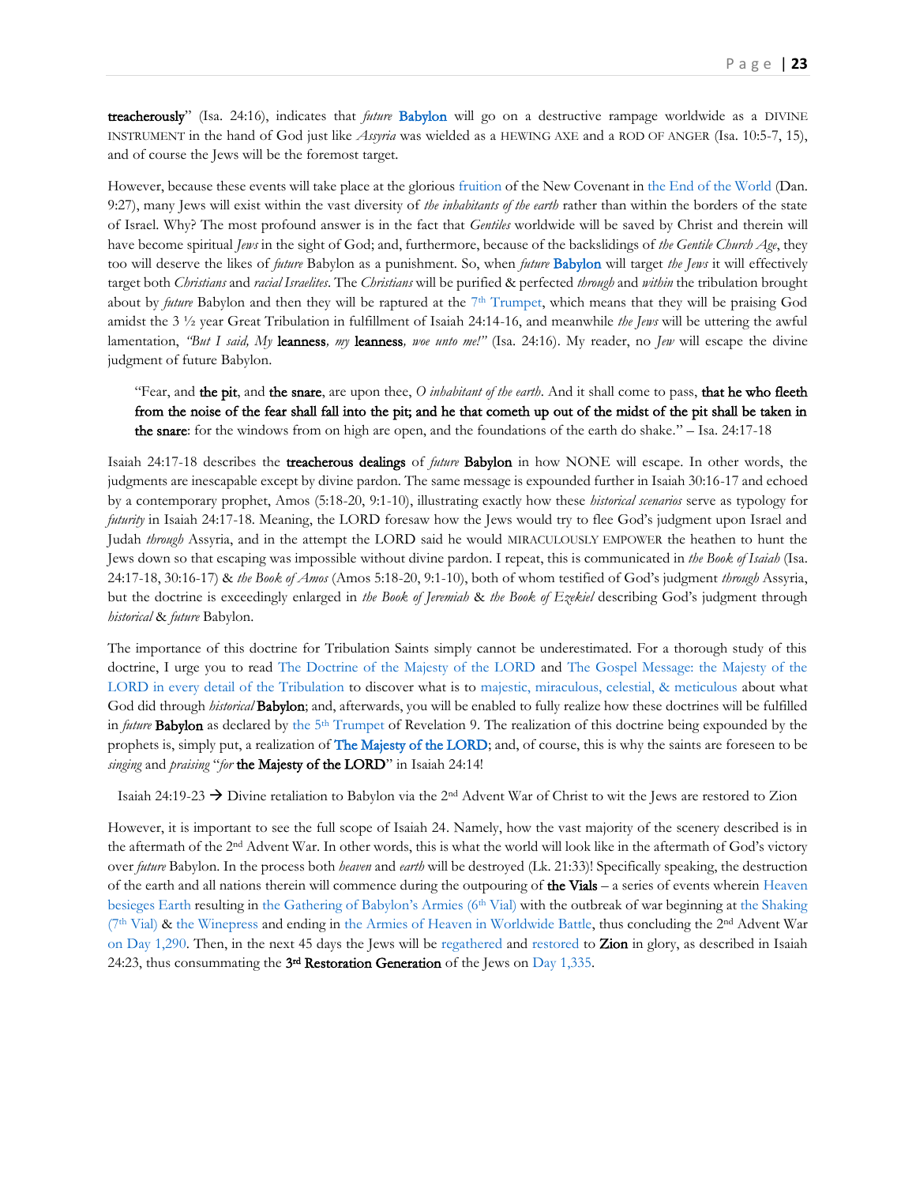**treacherously**" (Isa. 24:16), indicates that *future* **Babylon** will go on a destructive rampage worldwide as a DIVINE INSTRUMENT in the hand of God just like *Assyria* was wielded as a HEWING AXE and a ROD OF ANGER (Isa. 10:5-7, 15), and of course the Jews will be the foremost target.

However, because these events will take place at the glorious fruition of the New Covenant in the End of the World (Dan. 9:27), many Jews will exist within the vast diversity of *the inhabitants of the earth* rather than within the borders of the state of Israel. Why? The most profound answer is in the fact that *Gentiles* worldwide will be saved by Christ and therein will have become spiritual *Jews* in the sight of God; and, furthermore, because of the backslidings of *the Gentile Church Age*, they too will deserve the likes of *future* Babylon as a punishment. So, when *future* **Babylon** will target *the Jews* it will effectively target both *Christians* and *racial Israelites*. The *Christians* will be purified & perfected *through* and *within* the tribulation brought about by *future* Babylon and then they will be raptured at the 7th Trumpet, which means that they will be praising God amidst the 3 ½ year Great Tribulation in fulfillment of Isaiah 24:14-16, and meanwhile *the Jews* will be uttering the awful lamentation, *"But I said, My* **leanness***, my* **leanness***, woe unto me!"* (Isa. 24:16). My reader, no *Jew* will escape the divine judgment of future Babylon.

> "Fear, and **the pit**, and **the snare**, are upon thee, *O inhabitant of the earth*. And it shall come to pass, **that he who fleeth from the noise of the fear shall fall into the pit; and he that cometh up out of the midst of the pit shall be taken in the snare**: for the windows from on high are open, and the foundations of the earth do shake." – Isa. 24:17-18

Isaiah 24:17-18 describes the **treacherous dealings** of *future* **Babylon** in how NONE will escape. In other words, the judgments are inescapable except by divine pardon. The same message is expounded further in Isaiah 30:16-17 and echoed by a contemporary prophet, Amos (5:18-20, 9:1-10), illustrating exactly how these *historical scenarios* serve as typology for *futurity* in Isaiah 24:17-18. Meaning, the LORD foresaw how the Jews would try to flee God's judgment upon Israel and Judah *through* Assyria, and in the attempt the LORD said he would MIRACULOUSLY EMPOWER the heathen to hunt the Jews down so that escaping was impossible without divine pardon. I repeat, this is communicated in *the Book of Isaiah* (Isa. 24:17-18, 30:16-17) & *the Book of Amos* (Amos 5:18-20, 9:1-10), both of whom testified of God's judgment *through* Assyria, but the doctrine is exceedingly enlarged in *the Book of Jeremiah* & *the Book of Ezekiel* describing God's judgment through *historical* & *future* Babylon.

The importance of this doctrine for Tribulation Saints simply cannot be underestimated. For a thorough study of this doctrine, I urge you to read The Doctrine of the Majesty of the LORD and The Gospel Message: the Majesty of the LORD in every detail of the Tribulation to discover what is to majestic, miraculous, celestial, & meticulous about what God did through *historical* **Babylon**; and, afterwards, you will be enabled to fully realize how these doctrines will be fulfilled in *future* **Babylon** as declared by the 5th Trumpet of Revelation 9. The realization of this doctrine being expounded by the prophets is, simply put, a realization of **The Majesty of the LORD**; and, of course, this is why the saints are foreseen to be *singing* and *praising* "*for* **the Majesty of the LORD**" in Isaiah 24:14!

Isaiah 24:19-23 → Divine retaliation to Babylon via the 2nd Advent War of Christ to wit the Jews are restored to Zion

However, it is important to see the full scope of Isaiah 24. Namely, how the vast majority of the scenery described is in the aftermath of the 2nd Advent War. In other words, this is what the world will look like in the aftermath of God's victory over *future* Babylon. In the process both *heaven* and *earth* will be destroyed (Lk. 21:33)! Specifically speaking, the destruction of the earth and all nations therein will commence during the outpouring of **the Vials** – a series of events wherein Heaven besieges Earth resulting in the Gathering of Babylon's Armies (6th Vial) with the outbreak of war beginning at the Shaking (7th Vial) & the Winepress and ending in the Armies of Heaven in Worldwide Battle, thus concluding the 2nd Advent War on Day 1,290. Then, in the next 45 days the Jews will be regathered and restored to **Zion** in glory, as described in Isaiah 24:23, thus consummating the **3rd Restoration Generation** of the Jews on Day 1,335.